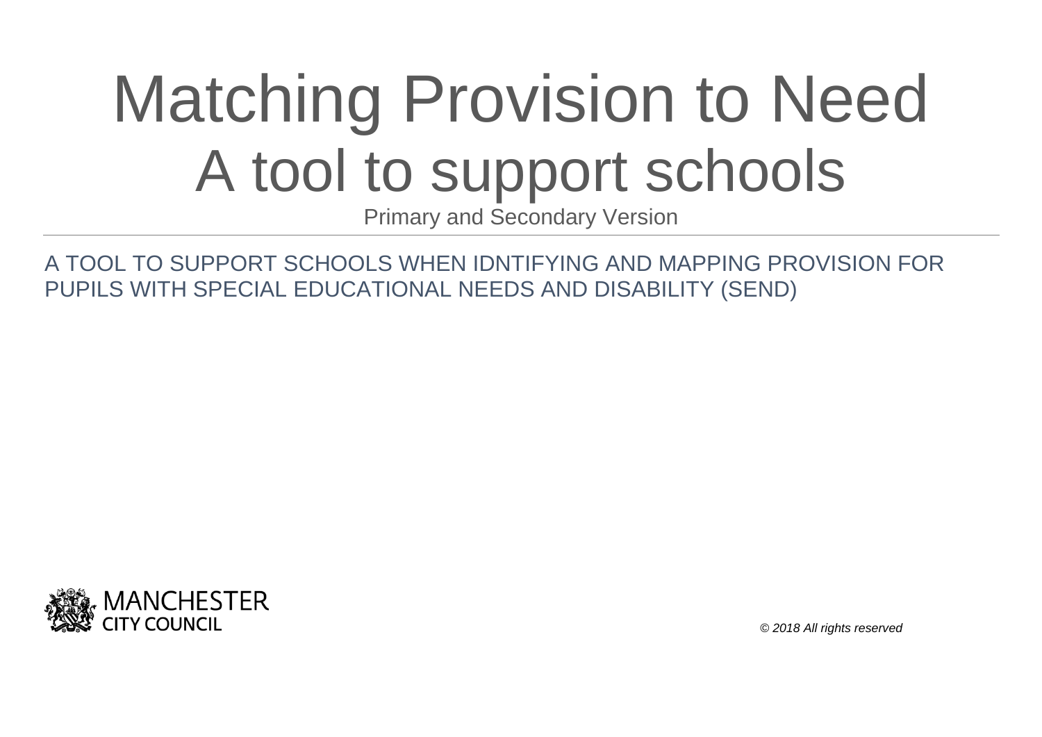# Matching Provision to Need
# A tool to support schools

Primary and Secondary Version

---

A TOOL TO SUPPORT SCHOOLS WHEN IDNTIFYING AND MAPPING PROVISION FOR PUPILS WITH SPECIAL EDUCATIONAL NEEDS AND DISABILITY (SEND)

MANCHESTER
CITY COUNCIL

*© 2018 All rights reserved*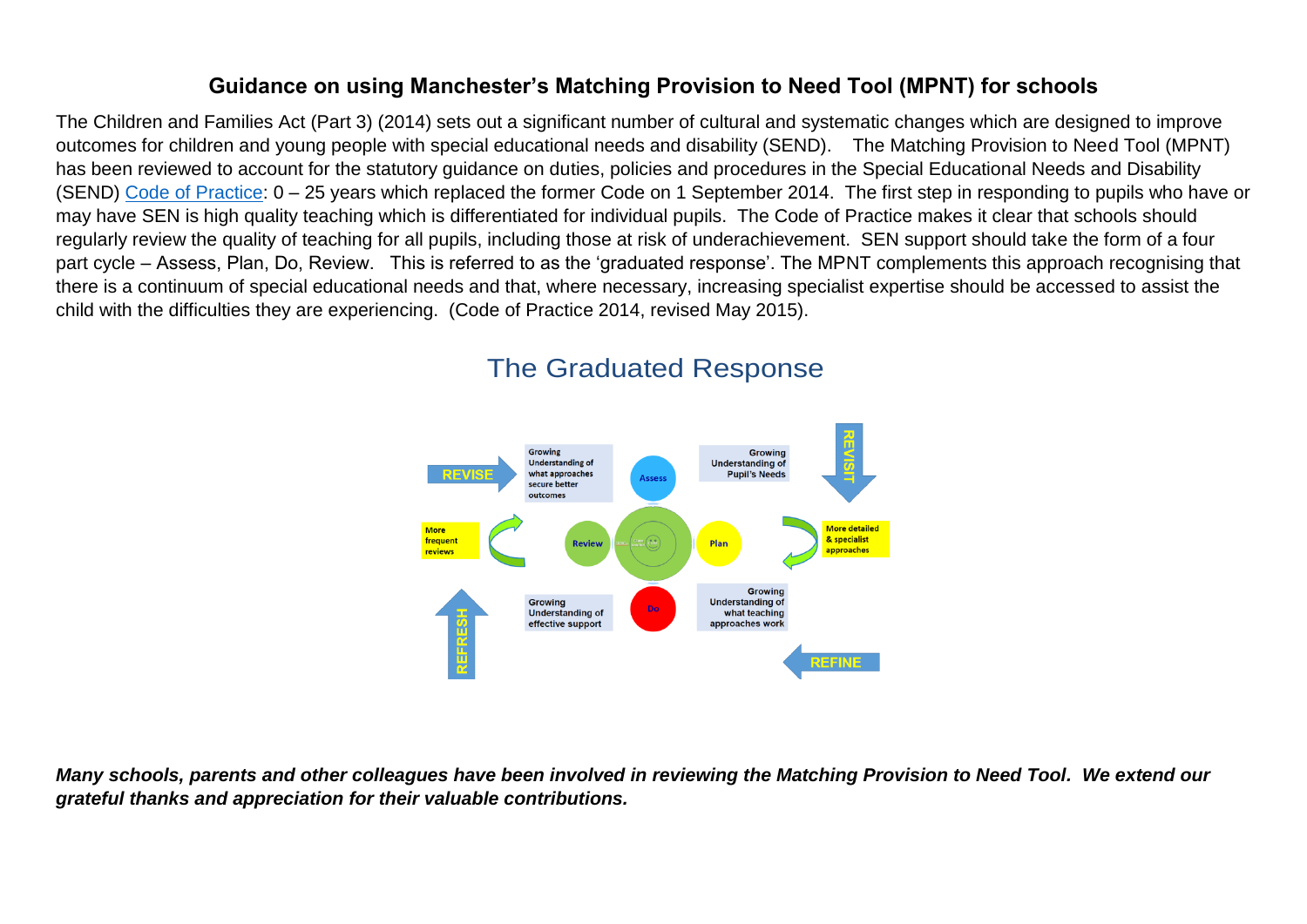## Guidance on using Manchester's Matching Provision to Need Tool (MPNT) for schools

The Children and Families Act (Part 3) (2014) sets out a significant number of cultural and systematic changes which are designed to improve outcomes for children and young people with special educational needs and disability (SEND). The Matching Provision to Need Tool (MPNT) has been reviewed to account for the statutory guidance on duties, policies and procedures in the Special Educational Needs and Disability (SEND) Code of Practice: 0 – 25 years which replaced the former Code on 1 September 2014. The first step in responding to pupils who have or may have SEN is high quality teaching which is differentiated for individual pupils. The Code of Practice makes it clear that schools should regularly review the quality of teaching for all pupils, including those at risk of underachievement. SEN support should take the form of a four part cycle – Assess, Plan, Do, Review. This is referred to as the 'graduated response'. The MPNT complements this approach recognising that there is a continuum of special educational needs and that, where necessary, increasing specialist expertise should be accessed to assist the child with the difficulties they are experiencing. (Code of Practice 2014, revised May 2015).

### The Graduated Response

REVISE — Growing Understanding of what approaches secure better outcomes

Assess

Growing Understanding of Pupil's Needs — REVISIT

More frequent reviews

Review

Plan

More detailed & specialist approaches

REFRESH — Growing Understanding of effective support

Do

Growing Understanding of what teaching approaches work — REFINE

***Many schools, parents and other colleagues have been involved in reviewing the Matching Provision to Need Tool. We extend our grateful thanks and appreciation for their valuable contributions.***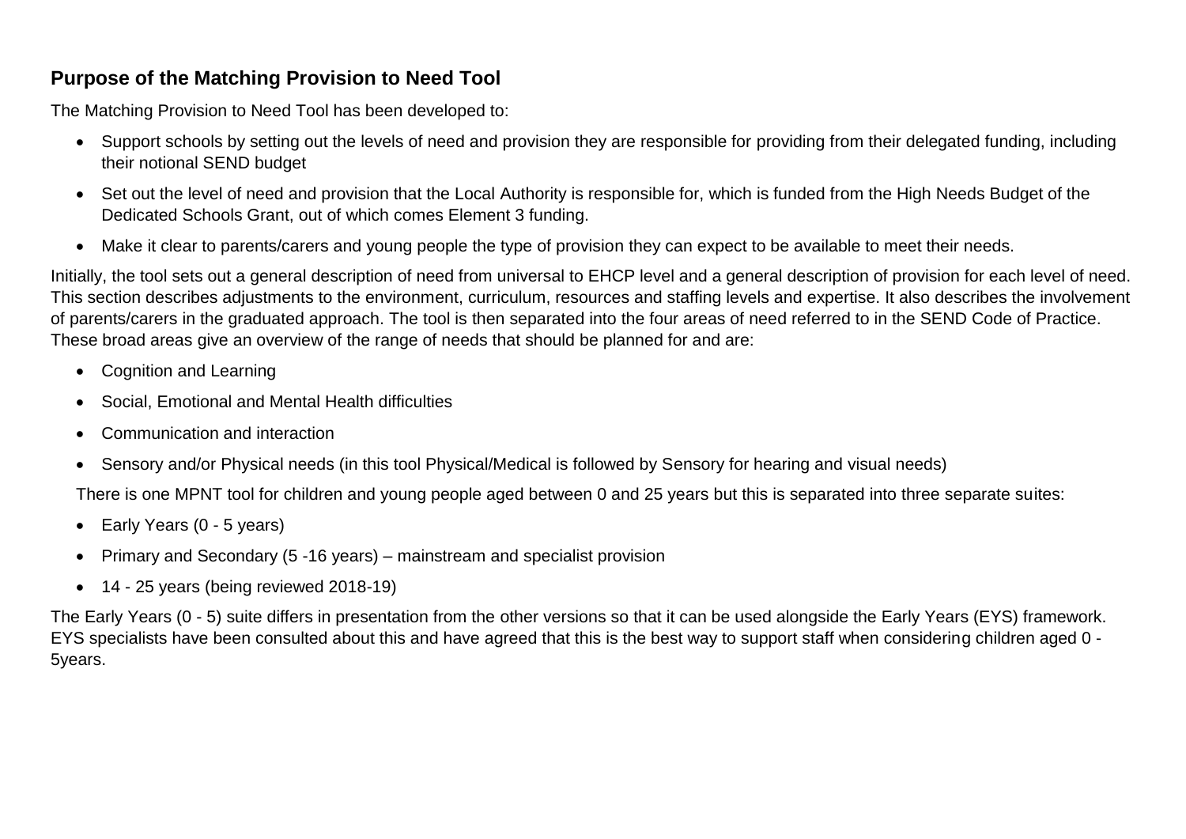## Purpose of the Matching Provision to Need Tool

The Matching Provision to Need Tool has been developed to:

- Support schools by setting out the levels of need and provision they are responsible for providing from their delegated funding, including their notional SEND budget
- Set out the level of need and provision that the Local Authority is responsible for, which is funded from the High Needs Budget of the Dedicated Schools Grant, out of which comes Element 3 funding.
- Make it clear to parents/carers and young people the type of provision they can expect to be available to meet their needs.

Initially, the tool sets out a general description of need from universal to EHCP level and a general description of provision for each level of need. This section describes adjustments to the environment, curriculum, resources and staffing levels and expertise. It also describes the involvement of parents/carers in the graduated approach. The tool is then separated into the four areas of need referred to in the SEND Code of Practice. These broad areas give an overview of the range of needs that should be planned for and are:

- Cognition and Learning
- Social, Emotional and Mental Health difficulties
- Communication and interaction
- Sensory and/or Physical needs (in this tool Physical/Medical is followed by Sensory for hearing and visual needs)

There is one MPNT tool for children and young people aged between 0 and 25 years but this is separated into three separate suites:

- Early Years (0 - 5 years)
- Primary and Secondary (5 -16 years) – mainstream and specialist provision
- 14 - 25 years (being reviewed 2018-19)

The Early Years (0 - 5) suite differs in presentation from the other versions so that it can be used alongside the Early Years (EYS) framework. EYS specialists have been consulted about this and have agreed that this is the best way to support staff when considering children aged 0 - 5years.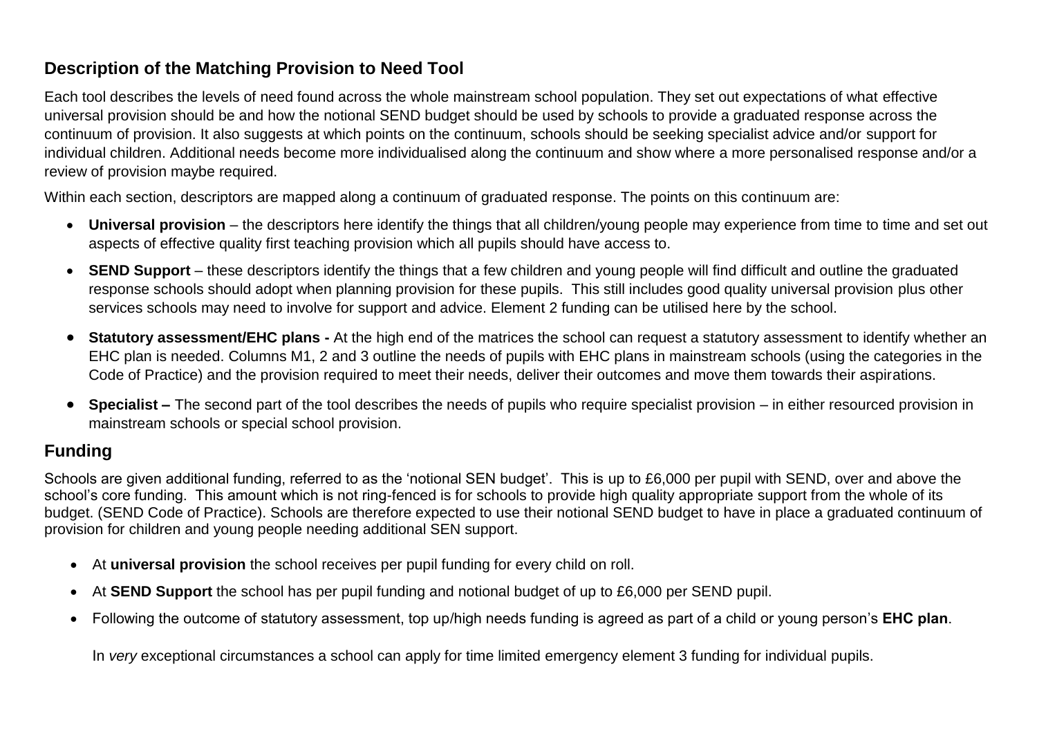## Description of the Matching Provision to Need Tool

Each tool describes the levels of need found across the whole mainstream school population. They set out expectations of what effective universal provision should be and how the notional SEND budget should be used by schools to provide a graduated response across the continuum of provision. It also suggests at which points on the continuum, schools should be seeking specialist advice and/or support for individual children. Additional needs become more individualised along the continuum and show where a more personalised response and/or a review of provision maybe required.

Within each section, descriptors are mapped along a continuum of graduated response. The points on this continuum are:

- **Universal provision** – the descriptors here identify the things that all children/young people may experience from time to time and set out aspects of effective quality first teaching provision which all pupils should have access to.
- **SEND Support** – these descriptors identify the things that a few children and young people will find difficult and outline the graduated response schools should adopt when planning provision for these pupils. This still includes good quality universal provision plus other services schools may need to involve for support and advice. Element 2 funding can be utilised here by the school.
- **Statutory assessment/EHC plans -** At the high end of the matrices the school can request a statutory assessment to identify whether an EHC plan is needed. Columns M1, 2 and 3 outline the needs of pupils with EHC plans in mainstream schools (using the categories in the Code of Practice) and the provision required to meet their needs, deliver their outcomes and move them towards their aspirations.
- **Specialist –** The second part of the tool describes the needs of pupils who require specialist provision – in either resourced provision in mainstream schools or special school provision.

## Funding

Schools are given additional funding, referred to as the 'notional SEN budget'. This is up to £6,000 per pupil with SEND, over and above the school's core funding. This amount which is not ring-fenced is for schools to provide high quality appropriate support from the whole of its budget. (SEND Code of Practice). Schools are therefore expected to use their notional SEND budget to have in place a graduated continuum of provision for children and young people needing additional SEN support.

- At **universal provision** the school receives per pupil funding for every child on roll.
- At **SEND Support** the school has per pupil funding and notional budget of up to £6,000 per SEND pupil.
- Following the outcome of statutory assessment, top up/high needs funding is agreed as part of a child or young person's **EHC plan**.

In *very* exceptional circumstances a school can apply for time limited emergency element 3 funding for individual pupils.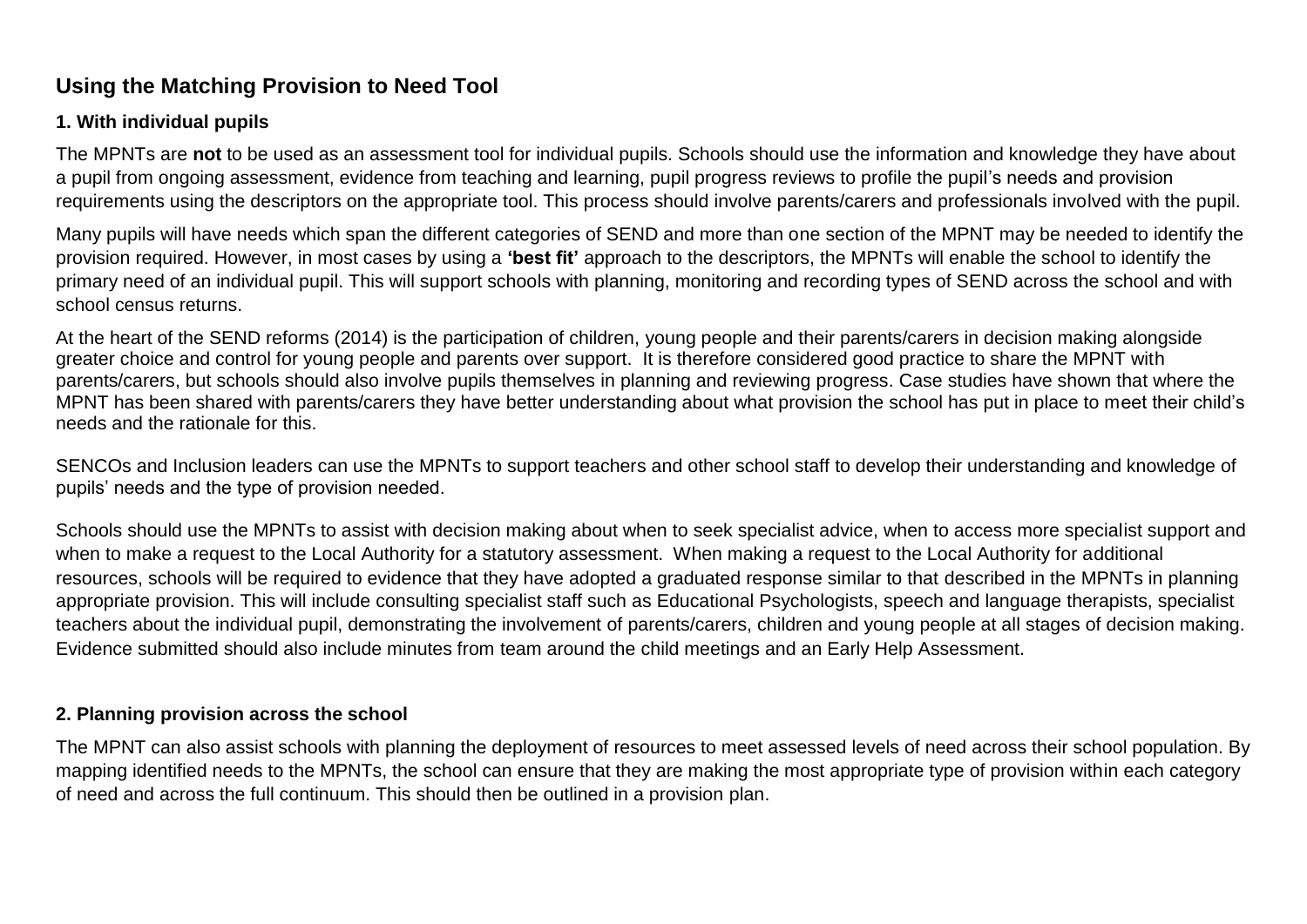## Using the Matching Provision to Need Tool

### 1. With individual pupils

The MPNTs are **not** to be used as an assessment tool for individual pupils. Schools should use the information and knowledge they have about a pupil from ongoing assessment, evidence from teaching and learning, pupil progress reviews to profile the pupil's needs and provision requirements using the descriptors on the appropriate tool. This process should involve parents/carers and professionals involved with the pupil.

Many pupils will have needs which span the different categories of SEND and more than one section of the MPNT may be needed to identify the provision required. However, in most cases by using a **'best fit'** approach to the descriptors, the MPNTs will enable the school to identify the primary need of an individual pupil. This will support schools with planning, monitoring and recording types of SEND across the school and with school census returns.

At the heart of the SEND reforms (2014) is the participation of children, young people and their parents/carers in decision making alongside greater choice and control for young people and parents over support. It is therefore considered good practice to share the MPNT with parents/carers, but schools should also involve pupils themselves in planning and reviewing progress. Case studies have shown that where the MPNT has been shared with parents/carers they have better understanding about what provision the school has put in place to meet their child's needs and the rationale for this.

SENCOs and Inclusion leaders can use the MPNTs to support teachers and other school staff to develop their understanding and knowledge of pupils' needs and the type of provision needed.

Schools should use the MPNTs to assist with decision making about when to seek specialist advice, when to access more specialist support and when to make a request to the Local Authority for a statutory assessment. When making a request to the Local Authority for additional resources, schools will be required to evidence that they have adopted a graduated response similar to that described in the MPNTs in planning appropriate provision. This will include consulting specialist staff such as Educational Psychologists, speech and language therapists, specialist teachers about the individual pupil, demonstrating the involvement of parents/carers, children and young people at all stages of decision making. Evidence submitted should also include minutes from team around the child meetings and an Early Help Assessment.

### 2. Planning provision across the school

The MPNT can also assist schools with planning the deployment of resources to meet assessed levels of need across their school population. By mapping identified needs to the MPNTs, the school can ensure that they are making the most appropriate type of provision within each category of need and across the full continuum. This should then be outlined in a provision plan.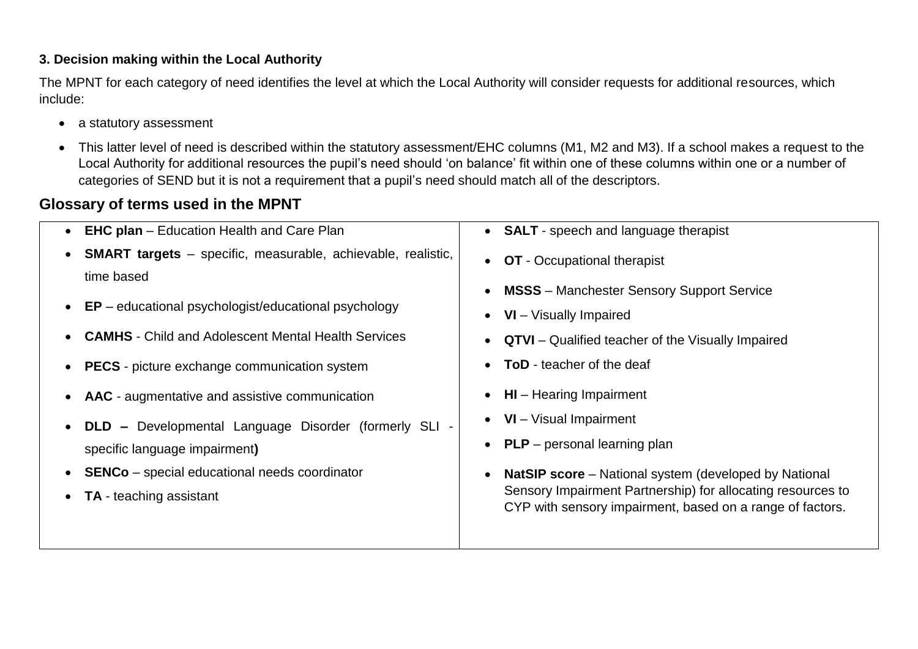**3. Decision making within the Local Authority**

The MPNT for each category of need identifies the level at which the Local Authority will consider requests for additional resources, which include:

- a statutory assessment
- This latter level of need is described within the statutory assessment/EHC columns (M1, M2 and M3). If a school makes a request to the Local Authority for additional resources the pupil's need should 'on balance' fit within one of these columns within one or a number of categories of SEND but it is not a requirement that a pupil's need should match all of the descriptors.

## Glossary of terms used in the MPNT

- **EHC plan** – Education Health and Care Plan
- **SMART targets** – specific, measurable, achievable, realistic, time based
- **EP** – educational psychologist/educational psychology
- **CAMHS** - Child and Adolescent Mental Health Services
- **PECS** - picture exchange communication system
- **AAC** - augmentative and assistive communication
- **DLD –** Developmental Language Disorder (formerly SLI - specific language impairment**)**
- **SENCo** – special educational needs coordinator
- **TA** - teaching assistant
- **SALT** - speech and language therapist
- **OT** - Occupational therapist
- **MSSS** – Manchester Sensory Support Service
- **VI** – Visually Impaired
- **QTVI** – Qualified teacher of the Visually Impaired
- **ToD** - teacher of the deaf
- **HI** – Hearing Impairment
- **VI** – Visual Impairment
- **PLP** – personal learning plan
- **NatSIP score** – National system (developed by National Sensory Impairment Partnership) for allocating resources to CYP with sensory impairment, based on a range of factors.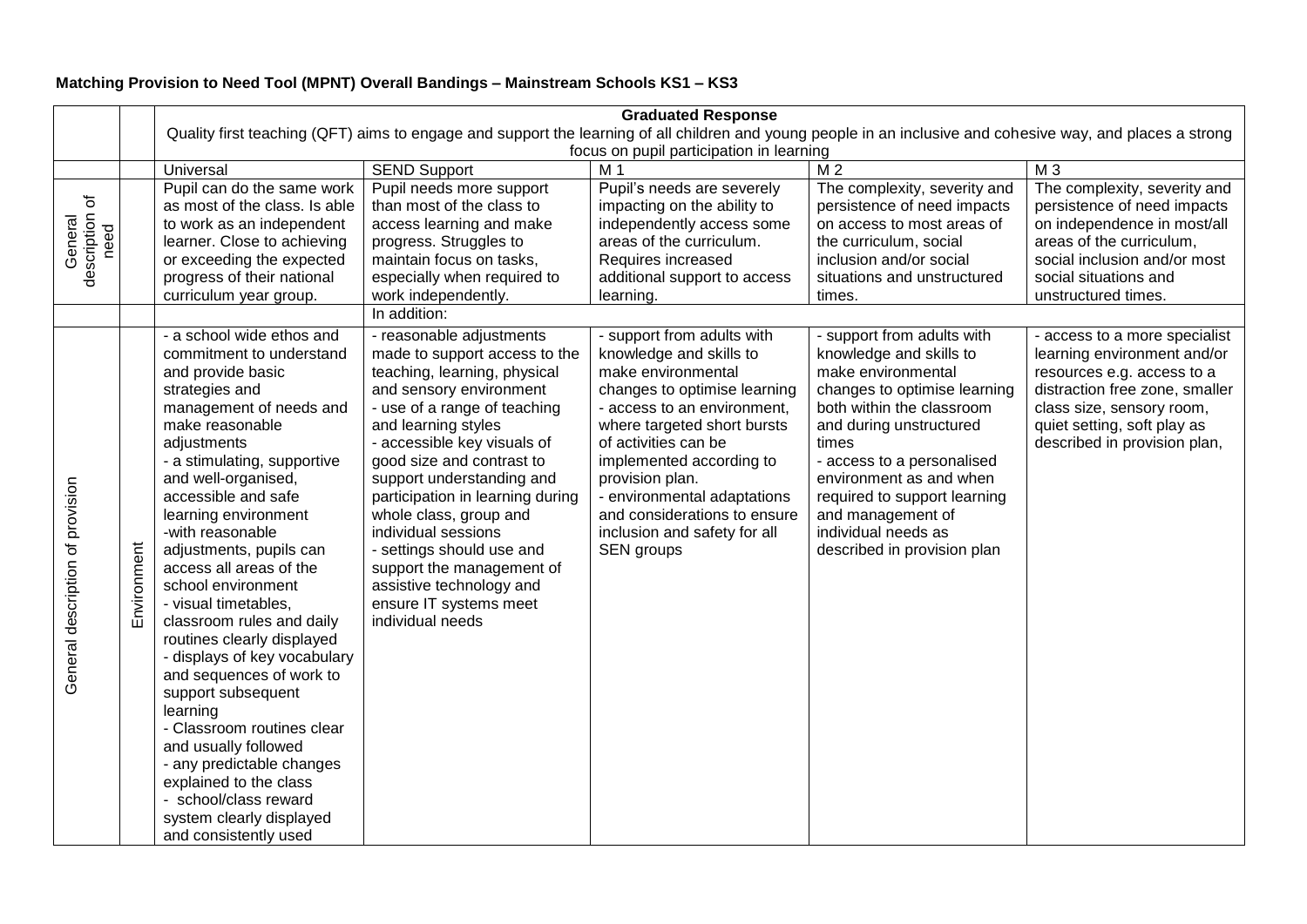**Matching Provision to Need Tool (MPNT) Overall Bandings – Mainstream Schools KS1 – KS3**

| | | **Graduated Response**<br>Quality first teaching (QFT) aims to engage and support the learning of all children and young people in an inclusive and cohesive way, and places a strong focus on pupil participation in learning | | | | |
|---|---|---|---|---|---|---|
| | | Universal | SEND Support | M 1 | M 2 | M 3 |
| General description of need | | Pupil can do the same work as most of the class. Is able to work as an independent learner. Close to achieving or exceeding the expected progress of their national curriculum year group. | Pupil needs more support than most of the class to access learning and make progress. Struggles to maintain focus on tasks, especially when required to work independently. | Pupil's needs are severely impacting on the ability to independently access some areas of the curriculum. Requires increased additional support to access learning. | The complexity, severity and persistence of need impacts on access to most areas of the curriculum, social inclusion and/or social situations and unstructured times. | The complexity, severity and persistence of need impacts on independence in most/all areas of the curriculum, social inclusion and/or most social situations and unstructured times. |
| | | | In addition: | | | |
| General description of provision | Environment | - a school wide ethos and commitment to understand and provide basic strategies and management of needs and make reasonable adjustments<br>- a stimulating, supportive and well-organised, accessible and safe learning environment<br>-with reasonable adjustments, pupils can access all areas of the school environment<br>- visual timetables, classroom rules and daily routines clearly displayed<br>- displays of key vocabulary and sequences of work to support subsequent learning<br>- Classroom routines clear and usually followed<br>- any predictable changes explained to the class<br>- school/class reward system clearly displayed and consistently used | - reasonable adjustments made to support access to the teaching, learning, physical and sensory environment<br>- use of a range of teaching and learning styles<br>- accessible key visuals of good size and contrast to support understanding and participation in learning during whole class, group and individual sessions<br>- settings should use and support the management of assistive technology and ensure IT systems meet individual needs | - support from adults with knowledge and skills to make environmental changes to optimise learning<br>- access to an environment, where targeted short bursts of activities can be implemented according to provision plan.<br>- environmental adaptations and considerations to ensure inclusion and safety for all SEN groups | - support from adults with knowledge and skills to make environmental changes to optimise learning both within the classroom and during unstructured times<br>- access to a personalised environment as and when required to support learning and management of individual needs as described in provision plan | - access to a more specialist learning environment and/or resources e.g. access to a distraction free zone, smaller class size, sensory room, quiet setting, soft play as described in provision plan, |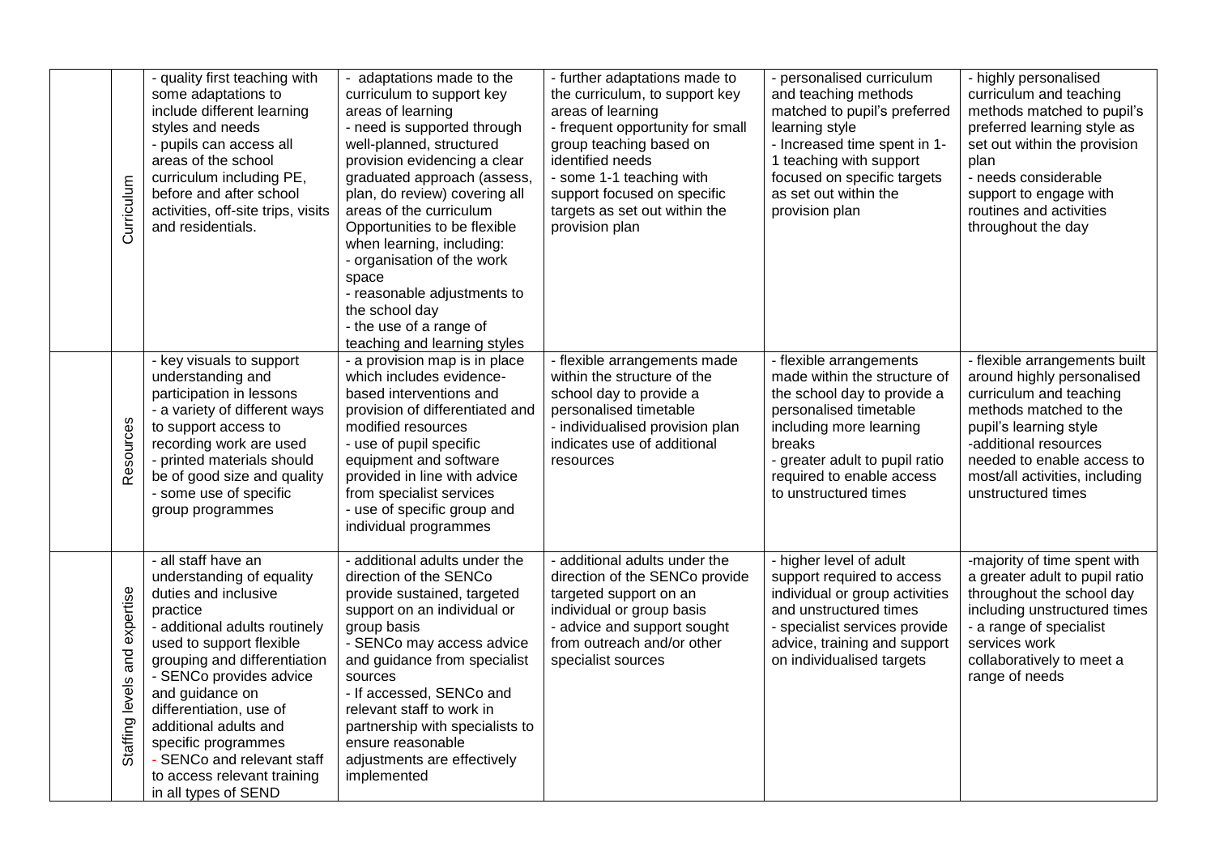| | | | | | | |
|---|---|---|---|---|---|---|
| | Curriculum | - quality first teaching with some adaptations to include different learning styles and needs<br>- pupils can access all areas of the school curriculum including PE, before and after school activities, off-site trips, visits and residentials. | - adaptations made to the curriculum to support key areas of learning<br>- need is supported through well-planned, structured provision evidencing a clear graduated approach (assess, plan, do review) covering all areas of the curriculum<br>Opportunities to be flexible when learning, including:<br>- organisation of the work space<br>- reasonable adjustments to the school day<br>- the use of a range of teaching and learning styles | - further adaptations made to the curriculum, to support key areas of learning<br>- frequent opportunity for small group teaching based on identified needs<br>- some 1-1 teaching with support focused on specific targets as set out within the provision plan | - personalised curriculum and teaching methods matched to pupil's preferred learning style<br>- Increased time spent in 1-1 teaching with support focused on specific targets as set out within the provision plan | - highly personalised curriculum and teaching methods matched to pupil's preferred learning style as set out within the provision plan<br>- needs considerable support to engage with routines and activities throughout the day |
| | Resources | - key visuals to support understanding and participation in lessons<br>- a variety of different ways to support access to recording work are used<br>- printed materials should be of good size and quality<br>- some use of specific group programmes | - a provision map is in place which includes evidence-based interventions and provision of differentiated and modified resources<br>- use of pupil specific equipment and software provided in line with advice from specialist services<br>- use of specific group and individual programmes | - flexible arrangements made within the structure of the school day to provide a personalised timetable<br>- individualised provision plan indicates use of additional resources | - flexible arrangements made within the structure of the school day to provide a personalised timetable including more learning breaks<br>- greater adult to pupil ratio required to enable access to unstructured times | - flexible arrangements built around highly personalised curriculum and teaching methods matched to the pupil's learning style<br>-additional resources needed to enable access to most/all activities, including unstructured times |
| | Staffing levels and expertise | - all staff have an understanding of equality duties and inclusive practice<br>- additional adults routinely used to support flexible grouping and differentiation<br>- SENCo provides advice and guidance on differentiation, use of additional adults and specific programmes<br>- SENCo and relevant staff to access relevant training in all types of SEND | - additional adults under the direction of the SENCo provide sustained, targeted support on an individual or group basis<br>- SENCo may access advice and guidance from specialist sources<br>- If accessed, SENCo and relevant staff to work in partnership with specialists to ensure reasonable adjustments are effectively implemented | - additional adults under the direction of the SENCo provide targeted support on an individual or group basis<br>- advice and support sought from outreach and/or other specialist sources | - higher level of adult support required to access individual or group activities and unstructured times<br>- specialist services provide advice, training and support on individualised targets | -majority of time spent with a greater adult to pupil ratio throughout the school day including unstructured times<br>- a range of specialist services work collaboratively to meet a range of needs |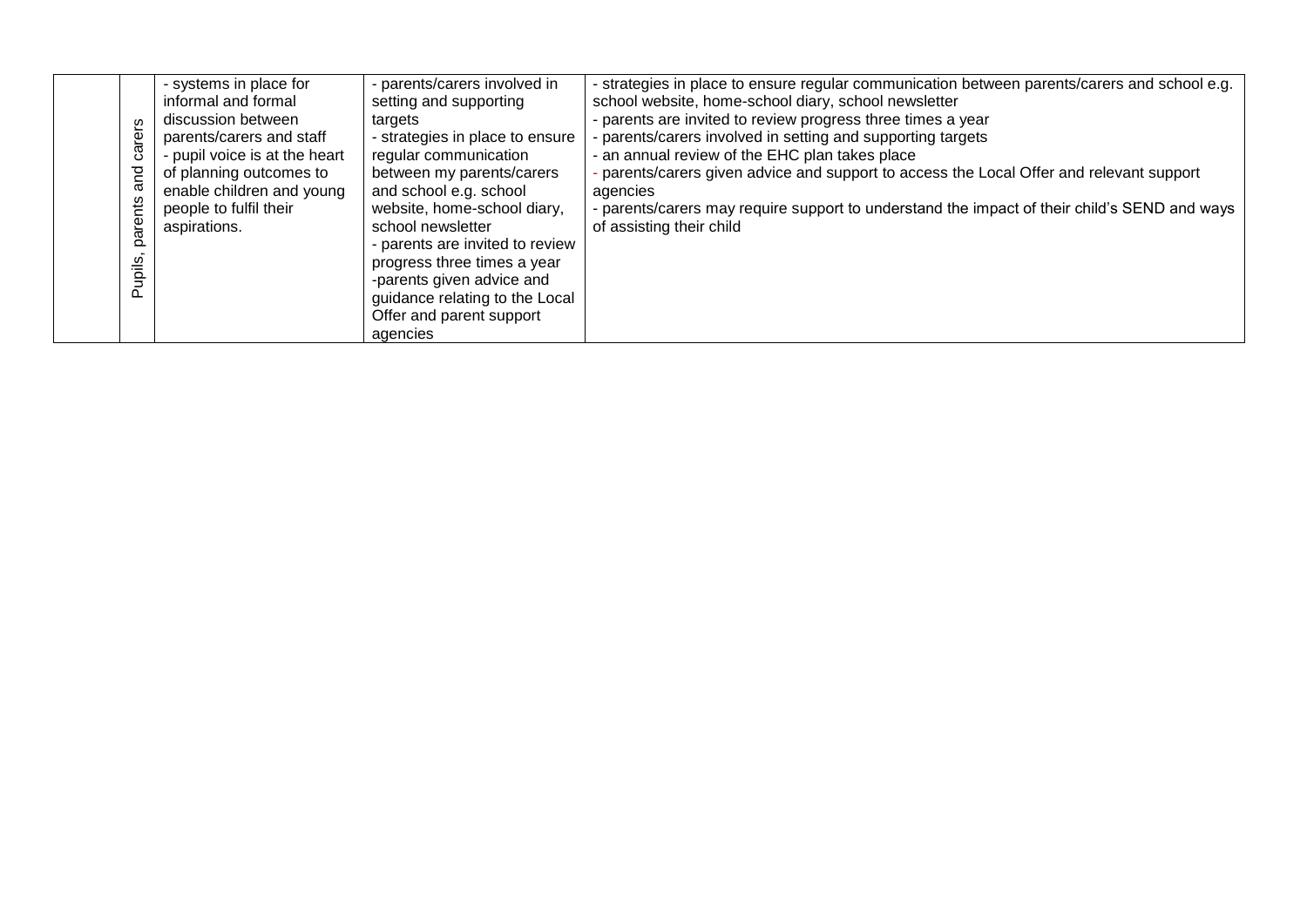|  | Pupils, parents and carers | - systems in place for informal and formal discussion between parents/carers and staff<br>- pupil voice is at the heart of planning outcomes to enable children and young people to fulfil their aspirations. | - parents/carers involved in setting and supporting targets<br>- strategies in place to ensure regular communication between my parents/carers and school e.g. school website, home-school diary, school newsletter<br>- parents are invited to review progress three times a year<br>-parents given advice and guidance relating to the Local Offer and parent support agencies | - strategies in place to ensure regular communication between parents/carers and school e.g. school website, home-school diary, school newsletter<br>- parents are invited to review progress three times a year<br>- parents/carers involved in setting and supporting targets<br>- an annual review of the EHC plan takes place<br>- parents/carers given advice and support to access the Local Offer and relevant support agencies<br>- parents/carers may require support to understand the impact of their child's SEND and ways of assisting their child |
|---|---|---|---|---|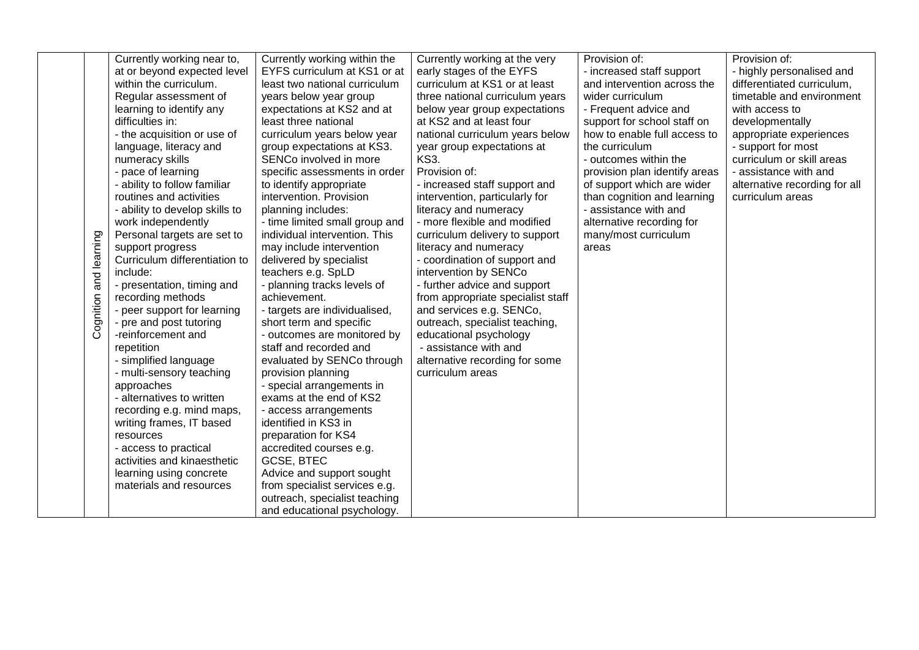|  |  |  |  |  |  |  |
|---|---|---|---|---|---|---|
|  | Cognition and learning | Currently working near to, at or beyond expected level within the curriculum.<br>Regular assessment of learning to identify any difficulties in:<br>- the acquisition or use of language, literacy and numeracy skills<br>- pace of learning<br>- ability to follow familiar routines and activities<br>- ability to develop skills to work independently<br>Personal targets are set to support progress<br>Curriculum differentiation to include:<br>- presentation, timing and recording methods<br>- peer support for learning<br>- pre and post tutoring<br>-reinforcement and repetition<br>- simplified language<br>- multi-sensory teaching approaches<br>- alternatives to written recording e.g. mind maps, writing frames, IT based resources<br>- access to practical activities and kinaesthetic learning using concrete materials and resources | Currently working within the EYFS curriculum at KS1 or at least two national curriculum years below year group expectations at KS2 and at least three national curriculum years below year group expectations at KS3.<br>SENCo involved in more specific assessments in order to identify appropriate intervention. Provision planning includes:<br>- time limited small group and individual intervention. This may include intervention delivered by specialist teachers e.g. SpLD<br>- planning tracks levels of achievement.<br>- targets are individualised, short term and specific<br>- outcomes are monitored by staff and recorded and evaluated by SENCo through provision planning<br>- special arrangements in exams at the end of KS2<br>- access arrangements identified in KS3 in preparation for KS4 accredited courses e.g. GCSE, BTEC<br>Advice and support sought from specialist services e.g. outreach, specialist teaching and educational psychology. | Currently working at the very early stages of the EYFS curriculum at KS1 or at least three national curriculum years below year group expectations at KS2 and at least four national curriculum years below year group expectations at KS3.<br>Provision of:<br>- increased staff support and intervention, particularly for literacy and numeracy<br>- more flexible and modified curriculum delivery to support literacy and numeracy<br>- coordination of support and intervention by SENCo<br>- further advice and support from appropriate specialist staff and services e.g. SENCo, outreach, specialist teaching, educational psychology<br>- assistance with and alternative recording for some curriculum areas | Provision of:<br>- increased staff support and intervention across the wider curriculum<br>- Frequent advice and support for school staff on how to enable full access to the curriculum<br>- outcomes within the provision plan identify areas of support which are wider than cognition and learning<br>- assistance with and alternative recording for many/most curriculum areas | Provision of:<br>- highly personalised and differentiated curriculum, timetable and environment with access to developmentally appropriate experiences<br>- support for most curriculum or skill areas<br>- assistance with and alternative recording for all curriculum areas |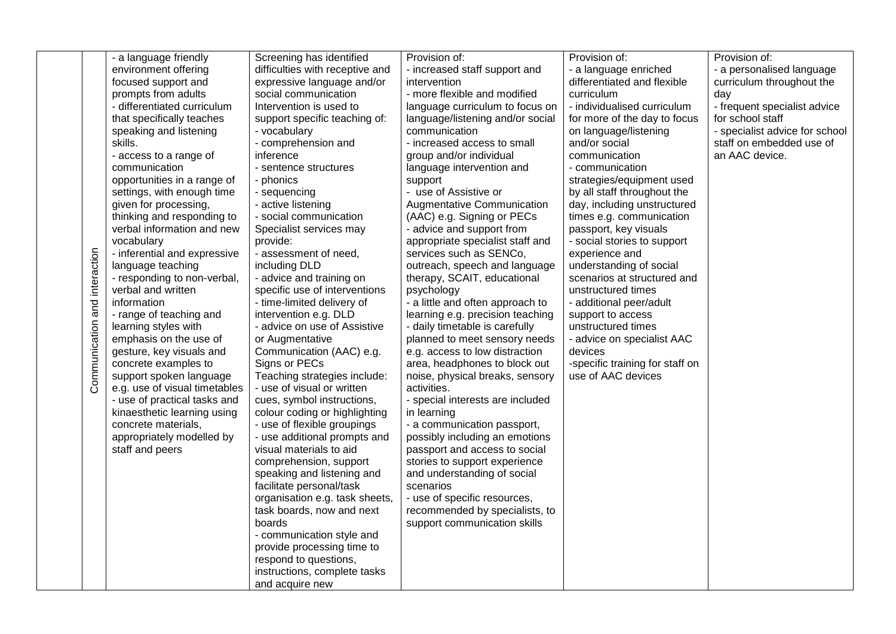|  | Communication and interaction | - a language friendly environment offering focused support and prompts from adults<br>- differentiated curriculum that specifically teaches speaking and listening skills.<br>- access to a range of communication opportunities in a range of settings, with enough time given for processing, thinking and responding to verbal information and new vocabulary<br>- inferential and expressive language teaching<br>- responding to non-verbal, verbal and written information<br>- range of teaching and learning styles with emphasis on the use of gesture, key visuals and concrete examples to support spoken language e.g. use of visual timetables<br>- use of practical tasks and kinaesthetic learning using concrete materials, appropriately modelled by staff and peers | Screening has identified difficulties with receptive and expressive language and/or social communication<br>Intervention is used to support specific teaching of:<br>- vocabulary<br>- comprehension and inference<br>- sentence structures<br>- phonics<br>- sequencing<br>- active listening<br>- social communication<br>Specialist services may provide:<br>- assessment of need, including DLD<br>- advice and training on specific use of interventions<br>- time-limited delivery of intervention e.g. DLD<br>- advice on use of Assistive or Augmentative Communication (AAC) e.g. Signs or PECs<br>Teaching strategies include:<br>- use of visual or written cues, symbol instructions, colour coding or highlighting<br>- use of flexible groupings<br>- use additional prompts and visual materials to aid comprehension, support speaking and listening and facilitate personal/task organisation e.g. task sheets, task boards, now and next boards<br>- communication style and provide processing time to respond to questions, instructions, complete tasks and acquire new | Provision of:<br>- increased staff support and intervention<br>- more flexible and modified language curriculum to focus on language/listening and/or social communication<br>- increased access to small group and/or individual language intervention and support<br>- use of Assistive or Augmentative Communication (AAC) e.g. Signing or PECs<br>- advice and support from appropriate specialist staff and services such as SENCo, outreach, speech and language therapy, SCAIT, educational psychology<br>- a little and often approach to learning e.g. precision teaching<br>- daily timetable is carefully planned to meet sensory needs e.g. access to low distraction area, headphones to block out noise, physical breaks, sensory activities.<br>- special interests are included in learning<br>- a communication passport, possibly including an emotions passport and access to social stories to support experience and understanding of social scenarios<br>- use of specific resources, recommended by specialists, to support communication skills | Provision of:<br>- a language enriched differentiated and flexible curriculum<br>- individualised curriculum for more of the day to focus on language/listening and/or social communication<br>- communication strategies/equipment used by all staff throughout the day, including unstructured times e.g. communication passport, key visuals<br>- social stories to support experience and understanding of social scenarios at structured and unstructured times<br>- additional peer/adult support to access unstructured times<br>- advice on specialist AAC devices<br>-specific training for staff on use of AAC devices | Provision of:<br>- a personalised language curriculum throughout the day<br>- frequent specialist advice for school staff<br>- specialist advice for school staff on embedded use of an AAC device. |
|---|---|---|---|---|---|---|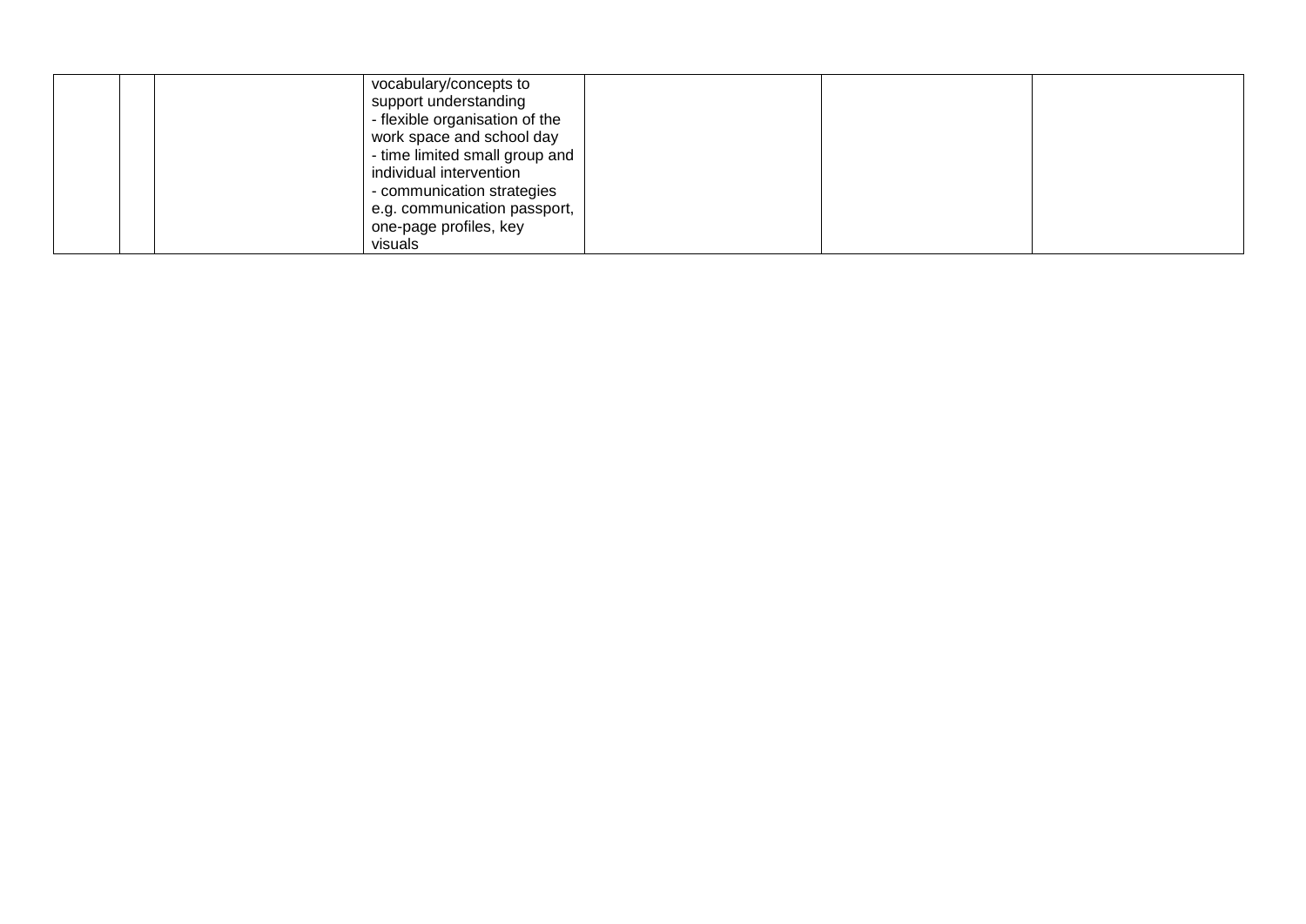| | | | | | | |
|---|---|---|---|---|---|---|
| | | | vocabulary/concepts to support understanding<br>- flexible organisation of the work space and school day<br>- time limited small group and individual intervention<br>- communication strategies e.g. communication passport, one-page profiles, key visuals | | | |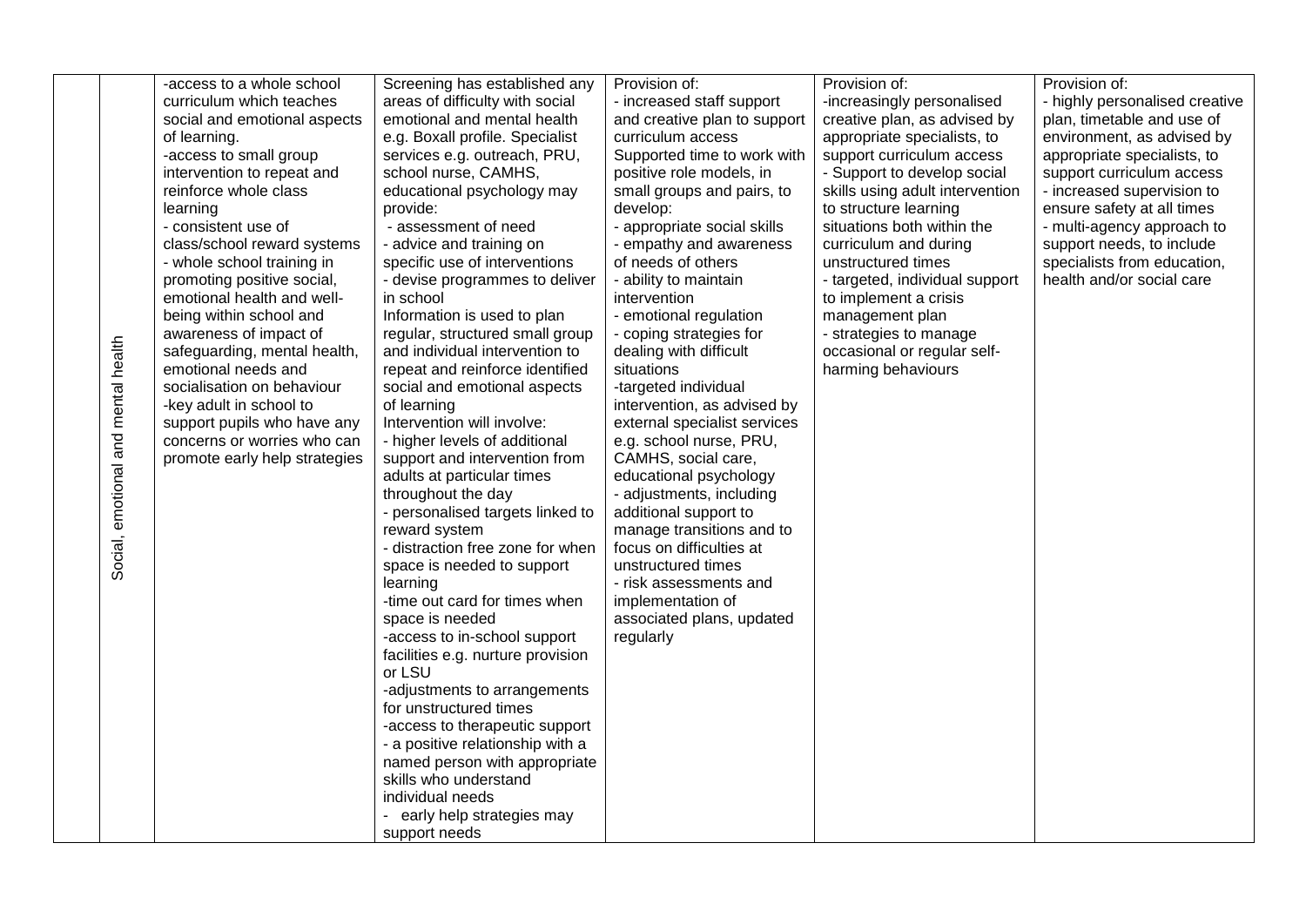|  | Social, emotional and mental health | -access to a whole school curriculum which teaches social and emotional aspects of learning.<br>-access to small group intervention to repeat and reinforce whole class learning<br>- consistent use of class/school reward systems<br>- whole school training in promoting positive social, emotional health and well-being within school and awareness of impact of safeguarding, mental health, emotional needs and socialisation on behaviour<br>-key adult in school to support pupils who have any concerns or worries who can promote early help strategies | Screening has established any areas of difficulty with social emotional and mental health e.g. Boxall profile. Specialist services e.g. outreach, PRU, school nurse, CAMHS, educational psychology may provide:<br>- assessment of need<br>- advice and training on specific use of interventions<br>- devise programmes to deliver in school<br>Information is used to plan regular, structured small group and individual intervention to repeat and reinforce identified social and emotional aspects of learning<br>Intervention will involve:<br>- higher levels of additional support and intervention from adults at particular times throughout the day<br>- personalised targets linked to reward system<br>- distraction free zone for when space is needed to support learning<br>-time out card for times when space is needed<br>-access to in-school support facilities e.g. nurture provision or LSU<br>-adjustments to arrangements for unstructured times<br>-access to therapeutic support<br>- a positive relationship with a named person with appropriate skills who understand individual needs<br>- early help strategies may support needs | Provision of:<br>- increased staff support and creative plan to support curriculum access<br>Supported time to work with positive role models, in small groups and pairs, to develop:<br>- appropriate social skills<br>- empathy and awareness of needs of others<br>- ability to maintain intervention<br>- emotional regulation<br>- coping strategies for dealing with difficult situations<br>-targeted individual intervention, as advised by external specialist services e.g. school nurse, PRU, CAMHS, social care, educational psychology<br>- adjustments, including additional support to manage transitions and to focus on difficulties at unstructured times<br>- risk assessments and implementation of associated plans, updated regularly | Provision of:<br>-increasingly personalised creative plan, as advised by appropriate specialists, to support curriculum access<br>- Support to develop social skills using adult intervention to structure learning situations both within the curriculum and during unstructured times<br>- targeted, individual support to implement a crisis management plan<br>- strategies to manage occasional or regular self-harming behaviours | Provision of:<br>- highly personalised creative plan, timetable and use of environment, as advised by appropriate specialists, to support curriculum access<br>- increased supervision to ensure safety at all times<br>- multi-agency approach to support needs, to include specialists from education, health and/or social care |
|---|---|---|---|---|---|---|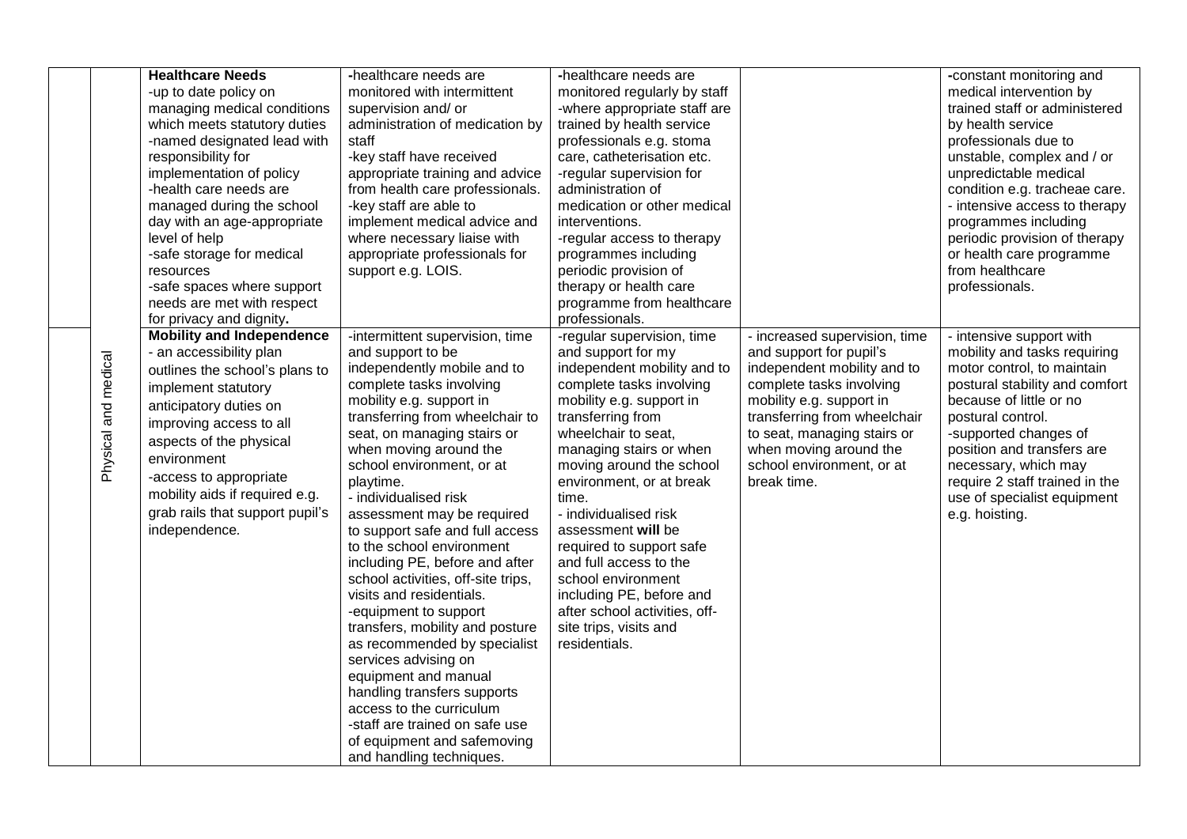|  |  |  |  |  |  |  |
|---|---|---|---|---|---|---|
|  |  | **Healthcare Needs**<br>-up to date policy on managing medical conditions which meets statutory duties<br>-named designated lead with responsibility for implementation of policy<br>-health care needs are managed during the school day with an age-appropriate level of help<br>-safe storage for medical resources<br>-safe spaces where support needs are met with respect for privacy and dignity**.** | -healthcare needs are monitored with intermittent supervision and/ or administration of medication by staff<br>-key staff have received appropriate training and advice from health care professionals.<br>-key staff are able to implement medical advice and where necessary liaise with appropriate professionals for support e.g. LOIS. | -healthcare needs are monitored regularly by staff<br>-where appropriate staff are trained by health service professionals e.g. stoma care, catheterisation etc.<br>-regular supervision for administration of medication or other medical interventions.<br>-regular access to therapy programmes including periodic provision of therapy or health care programme from healthcare professionals. |  | -constant monitoring and medical intervention by trained staff or administered by health service professionals due to unstable, complex and / or unpredictable medical condition e.g. tracheae care.<br>- intensive access to therapy programmes including periodic provision of therapy or health care programme from healthcare professionals. |
|  | Physical and medical | **Mobility and Independence**<br>- an accessibility plan outlines the school's plans to implement statutory anticipatory duties on improving access to all aspects of the physical environment<br>-access to appropriate mobility aids if required e.g. grab rails that support pupil's independence. | -intermittent supervision, time and support to be independently mobile and to complete tasks involving mobility e.g. support in transferring from wheelchair to seat, on managing stairs or when moving around the school environment, or at playtime.<br>- individualised risk assessment may be required to support safe and full access to the school environment including PE, before and after school activities, off-site trips, visits and residentials.<br>-equipment to support transfers, mobility and posture as recommended by specialist services advising on equipment and manual handling transfers supports access to the curriculum<br>-staff are trained on safe use of equipment and safemoving and handling techniques. | -regular supervision, time and support for my independent mobility and to complete tasks involving mobility e.g. support in transferring from wheelchair to seat, managing stairs or when moving around the school environment, or at break time.<br>- individualised risk assessment **will** be required to support safe and full access to the school environment including PE, before and after school activities, off-site trips, visits and residentials. | - increased supervision, time and support for pupil's independent mobility and to complete tasks involving mobility e.g. support in transferring from wheelchair to seat, managing stairs or when moving around the school environment, or at break time. | - intensive support with mobility and tasks requiring motor control, to maintain postural stability and comfort because of little or no postural control.<br>-supported changes of position and transfers are necessary, which may require 2 staff trained in the use of specialist equipment e.g. hoisting. |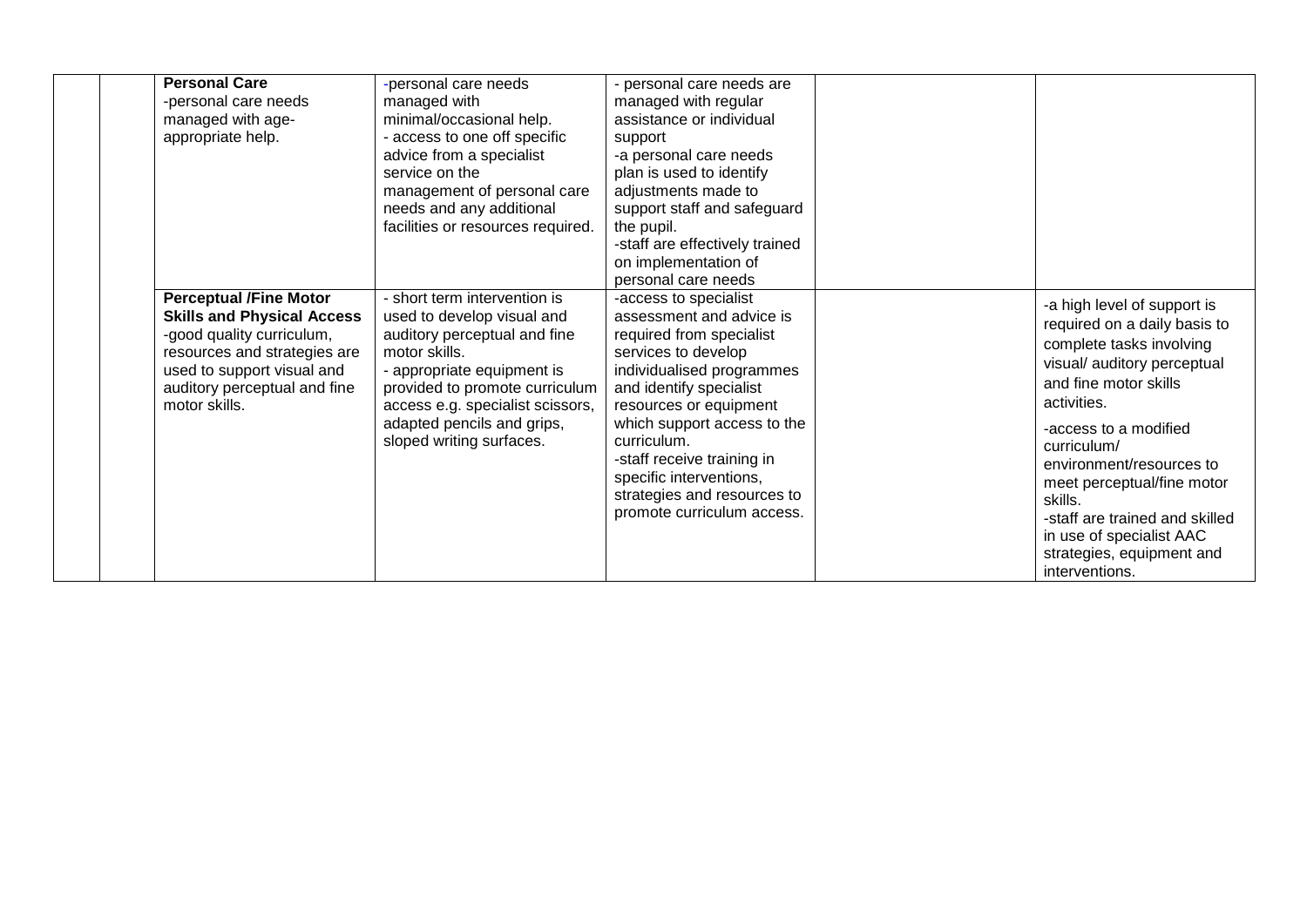|  |  |  |  |  |  |  |
|---|---|---|---|---|---|---|
|  |  | **Personal Care**<br>-personal care needs managed with age-appropriate help. | -personal care needs managed with minimal/occasional help.<br>- access to one off specific advice from a specialist service on the management of personal care needs and any additional facilities or resources required. | - personal care needs are managed with regular assistance or individual support<br>-a personal care needs plan is used to identify adjustments made to support staff and safeguard the pupil.<br>-staff are effectively trained on implementation of personal care needs |  |  |
|  |  | **Perceptual /Fine Motor Skills and Physical Access**<br>-good quality curriculum, resources and strategies are used to support visual and auditory perceptual and fine motor skills. | - short term intervention is used to develop visual and auditory perceptual and fine motor skills.<br>- appropriate equipment is provided to promote curriculum access e.g. specialist scissors, adapted pencils and grips, sloped writing surfaces. | -access to specialist assessment and advice is required from specialist services to develop individualised programmes and identify specialist resources or equipment which support access to the curriculum.<br>-staff receive training in specific interventions, strategies and resources to promote curriculum access. |  | -a high level of support is required on a daily basis to complete tasks involving visual/ auditory perceptual and fine motor skills activities.<br>-access to a modified curriculum/ environment/resources to meet perceptual/fine motor skills.<br>-staff are trained and skilled in use of specialist AAC strategies, equipment and interventions. |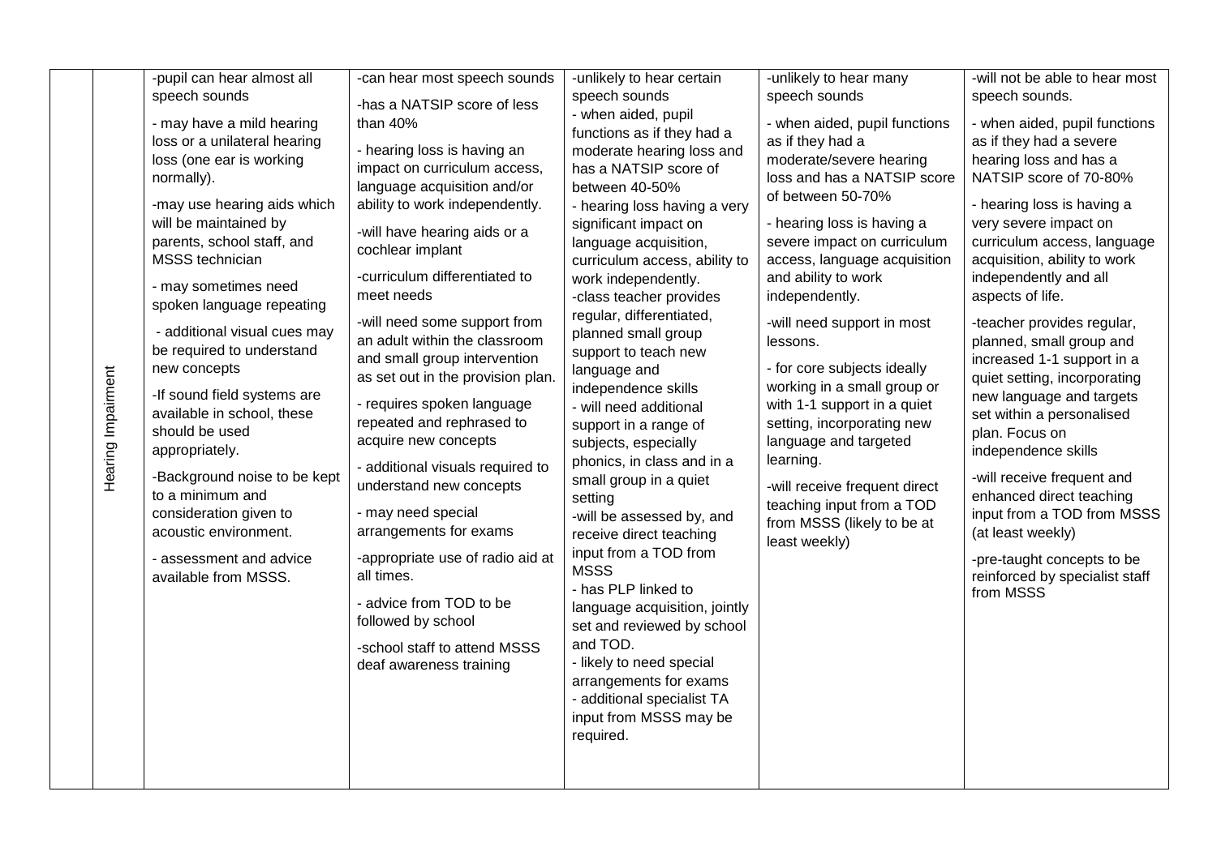| | | | | | | |
|---|---|---|---|---|---|---|
| | Hearing Impairment | -pupil can hear almost all speech sounds<br>- may have a mild hearing loss or a unilateral hearing loss (one ear is working normally).<br>-may use hearing aids which will be maintained by parents, school staff, and MSSS technician<br>- may sometimes need spoken language repeating<br>- additional visual cues may be required to understand new concepts<br>-If sound field systems are available in school, these should be used appropriately.<br>-Background noise to be kept to a minimum and consideration given to acoustic environment.<br>- assessment and advice available from MSSS. | -can hear most speech sounds<br>-has a NATSIP score of less than 40%<br>- hearing loss is having an impact on curriculum access, language acquisition and/or ability to work independently.<br>-will have hearing aids or a cochlear implant<br>-curriculum differentiated to meet needs<br>-will need some support from an adult within the classroom and small group intervention as set out in the provision plan.<br>- requires spoken language repeated and rephrased to acquire new concepts<br>- additional visuals required to understand new concepts<br>- may need special arrangements for exams<br>-appropriate use of radio aid at all times.<br>- advice from TOD to be followed by school<br>-school staff to attend MSSS deaf awareness training | -unlikely to hear certain speech sounds<br>- when aided, pupil functions as if they had a moderate hearing loss and has a NATSIP score of between 40-50%<br>- hearing loss having a very significant impact on language acquisition, curriculum access, ability to work independently.<br>-class teacher provides regular, differentiated, planned small group support to teach new language and independence skills<br>- will need additional support in a range of subjects, especially phonics, in class and in a small group in a quiet setting<br>-will be assessed by, and receive direct teaching input from a TOD from MSSS<br>- has PLP linked to language acquisition, jointly set and reviewed by school and TOD.<br>- likely to need special arrangements for exams<br>- additional specialist TA input from MSSS may be required. | -unlikely to hear many speech sounds<br>- when aided, pupil functions as if they had a moderate/severe hearing loss and has a NATSIP score of between 50-70%<br>- hearing loss is having a severe impact on curriculum access, language acquisition and ability to work independently.<br>-will need support in most lessons.<br>- for core subjects ideally working in a small group or with 1-1 support in a quiet setting, incorporating new language and targeted learning.<br>-will receive frequent direct teaching input from a TOD from MSSS (likely to be at least weekly) | -will not be able to hear most speech sounds.<br>- when aided, pupil functions as if they had a severe hearing loss and has a NATSIP score of 70-80%<br>- hearing loss is having a very severe impact on curriculum access, language acquisition, ability to work independently and all aspects of life.<br>-teacher provides regular, planned, small group and increased 1-1 support in a quiet setting, incorporating new language and targets set within a personalised plan. Focus on independence skills<br>-will receive frequent and enhanced direct teaching input from a TOD from MSSS (at least weekly)<br>-pre-taught concepts to be reinforced by specialist staff from MSSS |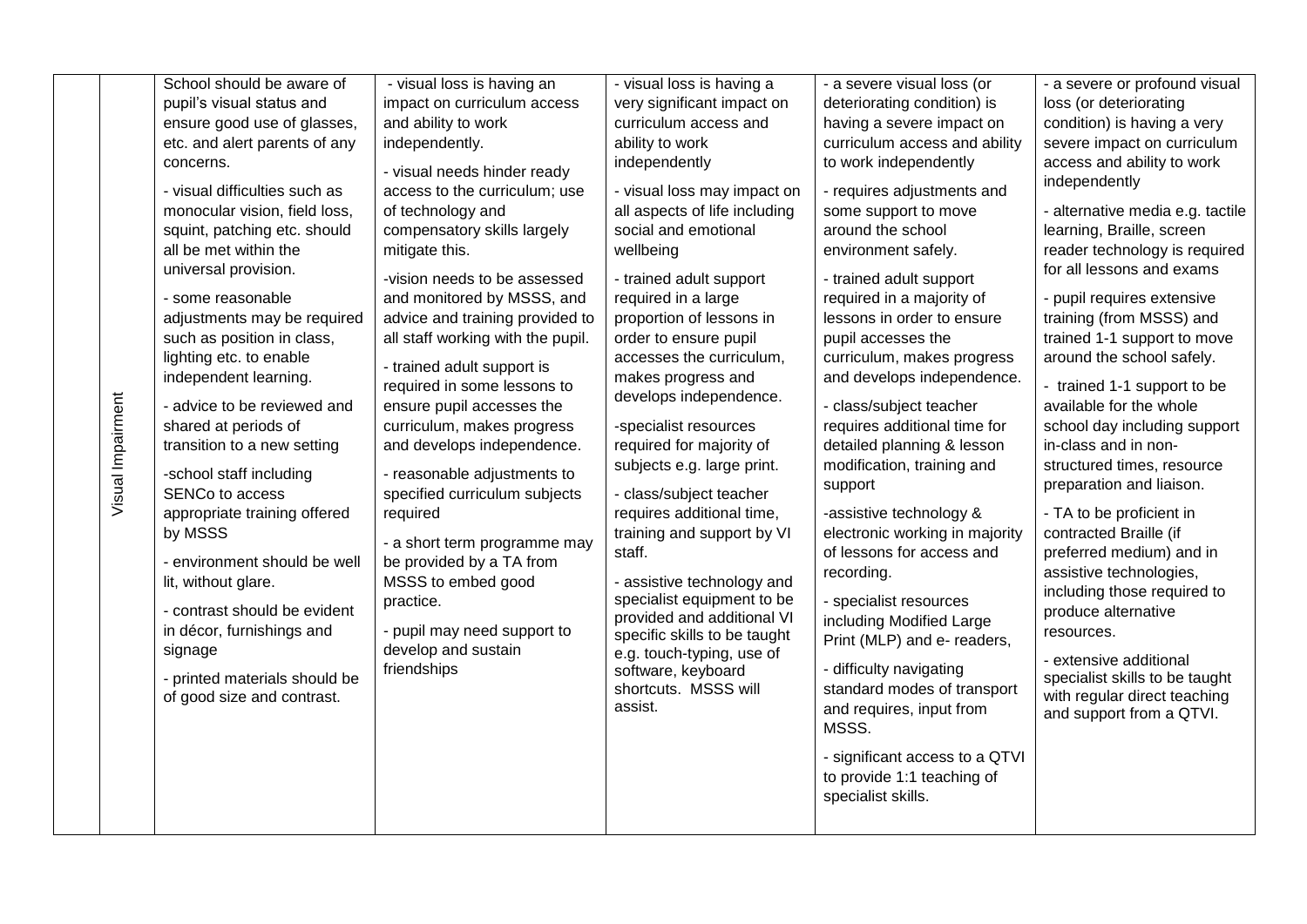| | | | | | | |
|---|---|---|---|---|---|---|
| | Visual Impairment | School should be aware of pupil's visual status and ensure good use of glasses, etc. and alert parents of any concerns.<br><br>- visual difficulties such as monocular vision, field loss, squint, patching etc. should all be met within the universal provision.<br><br>- some reasonable adjustments may be required such as position in class, lighting etc. to enable independent learning.<br><br>- advice to be reviewed and shared at periods of transition to a new setting<br><br>-school staff including SENCo to access appropriate training offered by MSSS<br><br>- environment should be well lit, without glare.<br><br>- contrast should be evident in décor, furnishings and signage<br><br>- printed materials should be of good size and contrast. | - visual loss is having an impact on curriculum access and ability to work independently.<br><br>- visual needs hinder ready access to the curriculum; use of technology and compensatory skills largely mitigate this.<br><br>-vision needs to be assessed and monitored by MSSS, and advice and training provided to all staff working with the pupil.<br><br>- trained adult support is required in some lessons to ensure pupil accesses the curriculum, makes progress and develops independence.<br><br>- reasonable adjustments to specified curriculum subjects required<br><br>- a short term programme may be provided by a TA from MSSS to embed good practice.<br><br>- pupil may need support to develop and sustain friendships | - visual loss is having a very significant impact on curriculum access and ability to work independently<br><br>- visual loss may impact on all aspects of life including social and emotional wellbeing<br><br>- trained adult support required in a large proportion of lessons in order to ensure pupil accesses the curriculum, makes progress and develops independence.<br><br>-specialist resources required for majority of subjects e.g. large print.<br><br>- class/subject teacher requires additional time, training and support by VI staff.<br><br>- assistive technology and specialist equipment to be provided and additional VI specific skills to be taught e.g. touch-typing, use of software, keyboard shortcuts. MSSS will assist. | - a severe visual loss (or deteriorating condition) is having a severe impact on curriculum access and ability to work independently<br><br>- requires adjustments and some support to move around the school environment safely.<br><br>- trained adult support required in a majority of lessons in order to ensure pupil accesses the curriculum, makes progress and develops independence.<br><br>- class/subject teacher requires additional time for detailed planning & lesson modification, training and support<br><br>-assistive technology & electronic working in majority of lessons for access and recording.<br><br>- specialist resources including Modified Large Print (MLP) and e- readers,<br><br>- difficulty navigating standard modes of transport and requires, input from MSSS.<br><br>- significant access to a QTVI to provide 1:1 teaching of specialist skills. | - a severe or profound visual loss (or deteriorating condition) is having a very severe impact on curriculum access and ability to work independently<br><br>- alternative media e.g. tactile learning, Braille, screen reader technology is required for all lessons and exams<br><br>- pupil requires extensive training (from MSSS) and trained 1-1 support to move around the school safely.<br><br>- trained 1-1 support to be available for the whole school day including support in-class and in non-structured times, resource preparation and liaison.<br><br>- TA to be proficient in contracted Braille (if preferred medium) and in assistive technologies, including those required to produce alternative resources.<br><br>- extensive additional specialist skills to be taught with regular direct teaching and support from a QTVI. |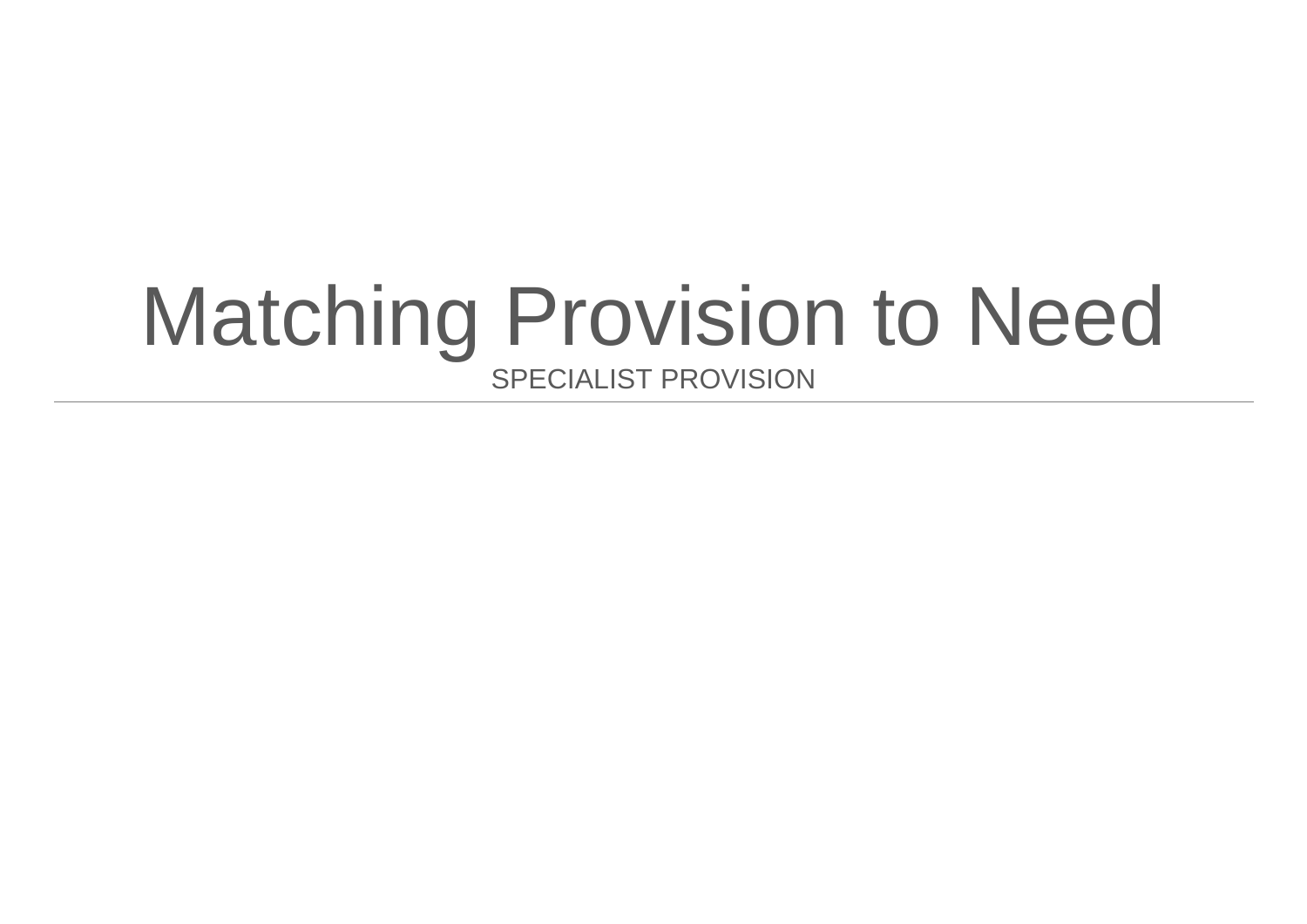# Matching Provision to Need

SPECIALIST PROVISION

---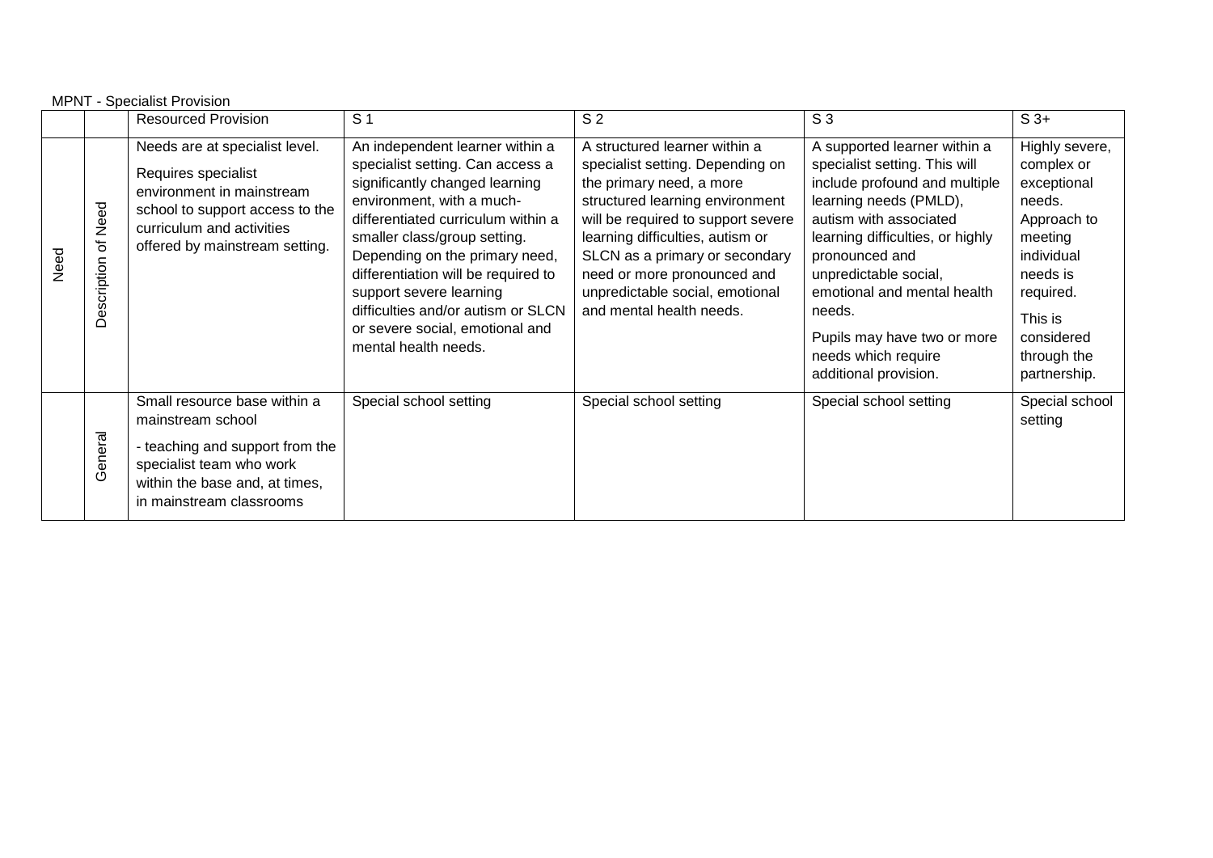MPNT - Specialist Provision

| | | Resourced Provision | S 1 | S 2 | S 3 | S 3+ |
|---|---|---|---|---|---|---|
| Need | Description of Need | Needs are at specialist level.<br><br>Requires specialist environment in mainstream school to support access to the curriculum and activities offered by mainstream setting. | An independent learner within a specialist setting. Can access a significantly changed learning environment, with a much-differentiated curriculum within a smaller class/group setting. Depending on the primary need, differentiation will be required to support severe learning difficulties and/or autism or SLCN or severe social, emotional and mental health needs. | A structured learner within a specialist setting. Depending on the primary need, a more structured learning environment will be required to support severe learning difficulties, autism or SLCN as a primary or secondary need or more pronounced and unpredictable social, emotional and mental health needs. | A supported learner within a specialist setting. This will include profound and multiple learning needs (PMLD), autism with associated learning difficulties, or highly pronounced and unpredictable social, emotional and mental health needs.<br><br>Pupils may have two or more needs which require additional provision. | Highly severe, complex or exceptional needs. Approach to meeting individual needs is required.<br><br>This is considered through the partnership. |
| | General | Small resource base within a mainstream school<br><br>- teaching and support from the specialist team who work within the base and, at times, in mainstream classrooms | Special school setting | Special school setting | Special school setting | Special school setting |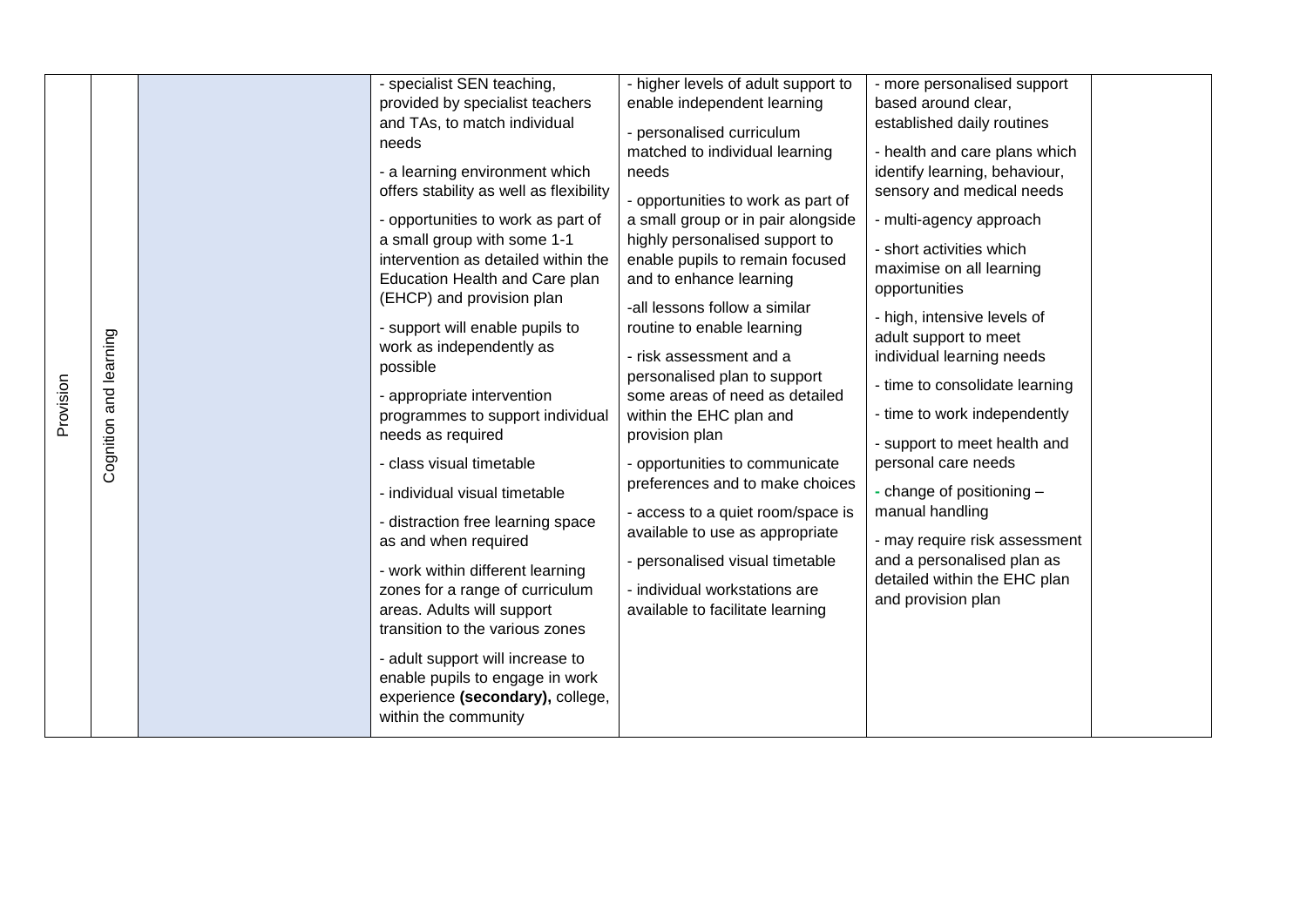| Provision | Cognition and learning | | - specialist SEN teaching, provided by specialist teachers and TAs, to match individual needs<br><br>- a learning environment which offers stability as well as flexibility<br><br>- opportunities to work as part of a small group with some 1-1 intervention as detailed within the Education Health and Care plan (EHCP) and provision plan<br><br>- support will enable pupils to work as independently as possible<br><br>- appropriate intervention programmes to support individual needs as required<br><br>- class visual timetable<br><br>- individual visual timetable<br><br>- distraction free learning space as and when required<br><br>- work within different learning zones for a range of curriculum areas. Adults will support transition to the various zones<br><br>- adult support will increase to enable pupils to engage in work experience **(secondary),** college, within the community | - higher levels of adult support to enable independent learning<br><br>- personalised curriculum matched to individual learning needs<br><br>- opportunities to work as part of a small group or in pair alongside highly personalised support to enable pupils to remain focused and to enhance learning<br><br>-all lessons follow a similar routine to enable learning<br><br>- risk assessment and a personalised plan to support some areas of need as detailed within the EHC plan and provision plan<br><br>- opportunities to communicate preferences and to make choices<br><br>- access to a quiet room/space is available to use as appropriate<br><br>- personalised visual timetable<br><br>- individual workstations are available to facilitate learning | - more personalised support based around clear, established daily routines<br><br>- health and care plans which identify learning, behaviour, sensory and medical needs<br><br>- multi-agency approach<br><br>- short activities which maximise on all learning opportunities<br><br>- high, intensive levels of adult support to meet individual learning needs<br><br>- time to consolidate learning<br><br>- time to work independently<br><br>- support to meet health and personal care needs<br><br>- change of positioning – manual handling<br><br>- may require risk assessment and a personalised plan as detailed within the EHC plan and provision plan | |
|---|---|---|---|---|---|---|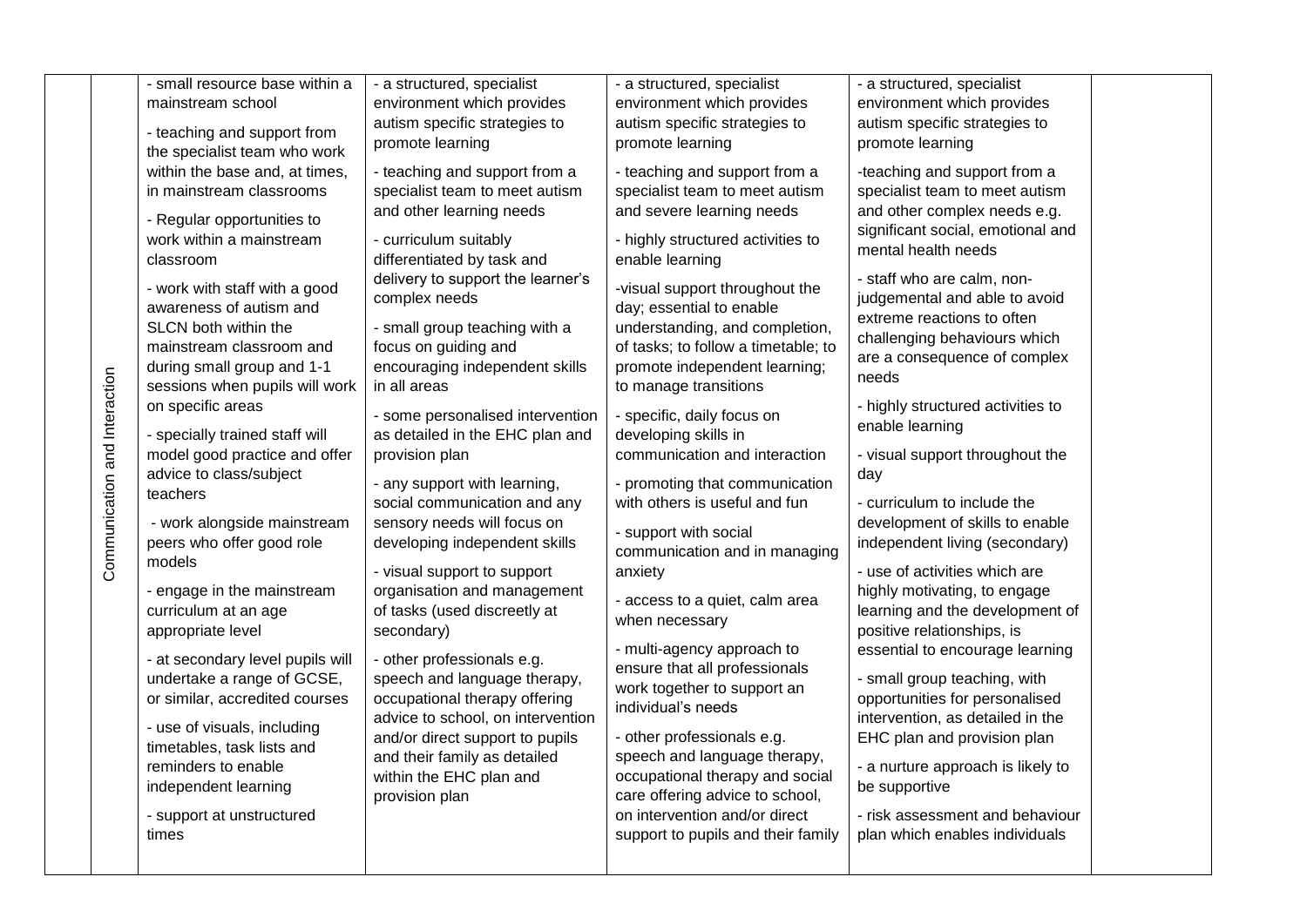| | | | | | | |
|---|---|---|---|---|---|---|
| | Communication and Interaction | - small resource base within a mainstream school<br><br>- teaching and support from the specialist team who work within the base and, at times, in mainstream classrooms<br><br>- Regular opportunities to work within a mainstream classroom<br><br>- work with staff with a good awareness of autism and SLCN both within the mainstream classroom and during small group and 1-1 sessions when pupils will work on specific areas<br><br>- specially trained staff will model good practice and offer advice to class/subject teachers<br><br>- work alongside mainstream peers who offer good role models<br><br>- engage in the mainstream curriculum at an age appropriate level<br><br>- at secondary level pupils will undertake a range of GCSE, or similar, accredited courses<br><br>- use of visuals, including timetables, task lists and reminders to enable independent learning<br><br>- support at unstructured times | - a structured, specialist environment which provides autism specific strategies to promote learning<br><br>- teaching and support from a specialist team to meet autism and other learning needs<br><br>- curriculum suitably differentiated by task and delivery to support the learner's complex needs<br><br>- small group teaching with a focus on guiding and encouraging independent skills in all areas<br><br>- some personalised intervention as detailed in the EHC plan and provision plan<br><br>- any support with learning, social communication and any sensory needs will focus on developing independent skills<br><br>- visual support to support organisation and management of tasks (used discreetly at secondary)<br><br>- other professionals e.g. speech and language therapy, occupational therapy offering advice to school, on intervention and/or direct support to pupils and their family as detailed within the EHC plan and provision plan | - a structured, specialist environment which provides autism specific strategies to promote learning<br><br>- teaching and support from a specialist team to meet autism and severe learning needs<br><br>- highly structured activities to enable learning<br><br>-visual support throughout the day; essential to enable understanding, and completion, of tasks; to follow a timetable; to promote independent learning; to manage transitions<br><br>- specific, daily focus on developing skills in communication and interaction<br><br>- promoting that communication with others is useful and fun<br><br>- support with social communication and in managing anxiety<br><br>- access to a quiet, calm area when necessary<br><br>- multi-agency approach to ensure that all professionals work together to support an individual's needs<br><br>- other professionals e.g. speech and language therapy, occupational therapy and social care offering advice to school, on intervention and/or direct support to pupils and their family | - a structured, specialist environment which provides autism specific strategies to promote learning<br><br>-teaching and support from a specialist team to meet autism and other complex needs e.g. significant social, emotional and mental health needs<br><br>- staff who are calm, non-judgemental and able to avoid extreme reactions to often challenging behaviours which are a consequence of complex needs<br><br>- highly structured activities to enable learning<br><br>- visual support throughout the day<br><br>- curriculum to include the development of skills to enable independent living (secondary)<br><br>- use of activities which are highly motivating, to engage learning and the development of positive relationships, is essential to encourage learning<br><br>- small group teaching, with opportunities for personalised intervention, as detailed in the EHC plan and provision plan<br><br>- a nurture approach is likely to be supportive<br><br>- risk assessment and behaviour plan which enables individuals | |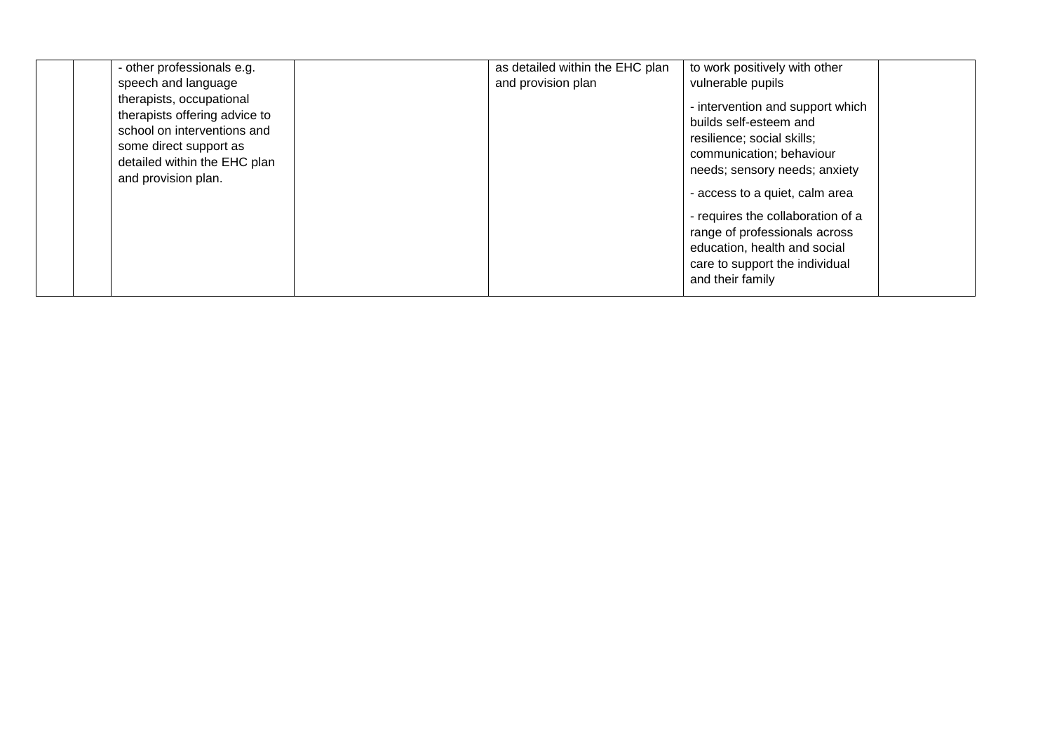| | | | | | | |
|---|---|---|---|---|---|---|
| | | - other professionals e.g. speech and language therapists, occupational therapists offering advice to school on interventions and some direct support as detailed within the EHC plan and provision plan. | | as detailed within the EHC plan and provision plan | to work positively with other vulnerable pupils<br><br>- intervention and support which builds self-esteem and resilience; social skills; communication; behaviour needs; sensory needs; anxiety<br><br>- access to a quiet, calm area<br><br>- requires the collaboration of a range of professionals across education, health and social care to support the individual and their family | |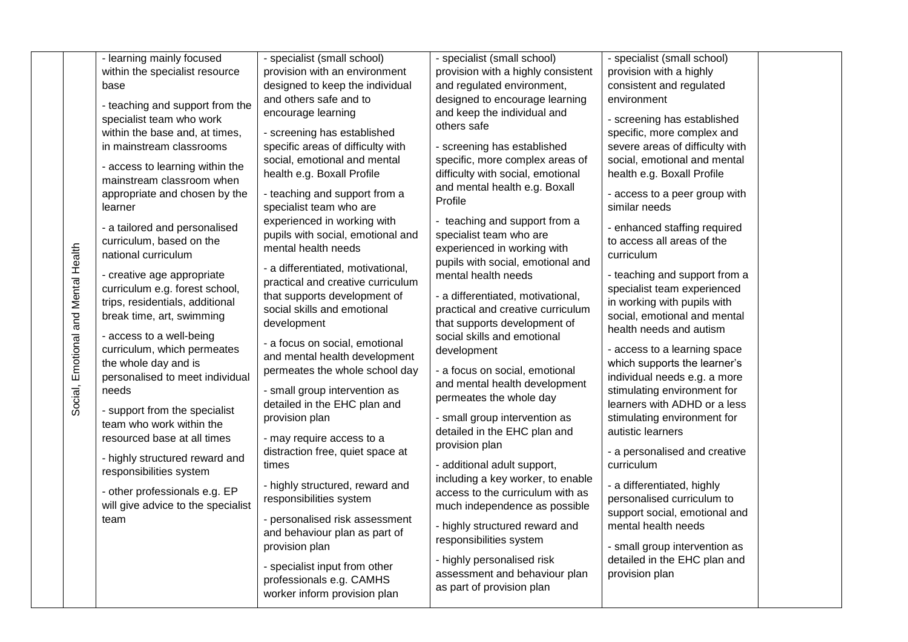|  | Social, Emotional and Mental Health | - learning mainly focused within the specialist resource base<br><br>- teaching and support from the specialist team who work within the base and, at times, in mainstream classrooms<br><br>- access to learning within the mainstream classroom when appropriate and chosen by the learner<br><br>- a tailored and personalised curriculum, based on the national curriculum<br><br>- creative age appropriate curriculum e.g. forest school, trips, residentials, additional break time, art, swimming<br><br>- access to a well-being curriculum, which permeates the whole day and is personalised to meet individual needs<br><br>- support from the specialist team who work within the resourced base at all times<br><br>- highly structured reward and responsibilities system<br><br>- other professionals e.g. EP will give advice to the specialist team | - specialist (small school) provision with an environment designed to keep the individual and others safe and to encourage learning<br><br>- screening has established specific areas of difficulty with social, emotional and mental health e.g. Boxall Profile<br><br>- teaching and support from a specialist team who are experienced in working with pupils with social, emotional and mental health needs<br><br>- a differentiated, motivational, practical and creative curriculum that supports development of social skills and emotional development<br><br>- a focus on social, emotional and mental health development permeates the whole school day<br><br>- small group intervention as detailed in the EHC plan and provision plan<br><br>- may require access to a distraction free, quiet space at times<br><br>- highly structured, reward and responsibilities system<br><br>- personalised risk assessment and behaviour plan as part of provision plan<br><br>- specialist input from other professionals e.g. CAMHS worker inform provision plan | - specialist (small school) provision with a highly consistent and regulated environment, designed to encourage learning and keep the individual and others safe<br><br>- screening has established specific, more complex areas of difficulty with social, emotional and mental health e.g. Boxall Profile<br><br>- teaching and support from a specialist team who are experienced in working with pupils with social, emotional and mental health needs<br><br>- a differentiated, motivational, practical and creative curriculum that supports development of social skills and emotional development<br><br>- a focus on social, emotional and mental health development permeates the whole day<br><br>- small group intervention as detailed in the EHC plan and provision plan<br><br>- additional adult support, including a key worker, to enable access to the curriculum with as much independence as possible<br><br>- highly structured reward and responsibilities system<br><br>- highly personalised risk assessment and behaviour plan as part of provision plan | - specialist (small school) provision with a highly consistent and regulated environment<br><br>- screening has established specific, more complex and severe areas of difficulty with social, emotional and mental health e.g. Boxall Profile<br><br>- access to a peer group with similar needs<br><br>- enhanced staffing required to access all areas of the curriculum<br><br>- teaching and support from a specialist team experienced in working with pupils with social, emotional and mental health needs and autism<br><br>- access to a learning space which supports the learner's individual needs e.g. a more stimulating environment for learners with ADHD or a less stimulating environment for autistic learners<br><br>- a personalised and creative curriculum<br><br>- a differentiated, highly personalised curriculum to support social, emotional and mental health needs<br><br>- small group intervention as detailed in the EHC plan and provision plan |  |
|---|---|---|---|---|---|---|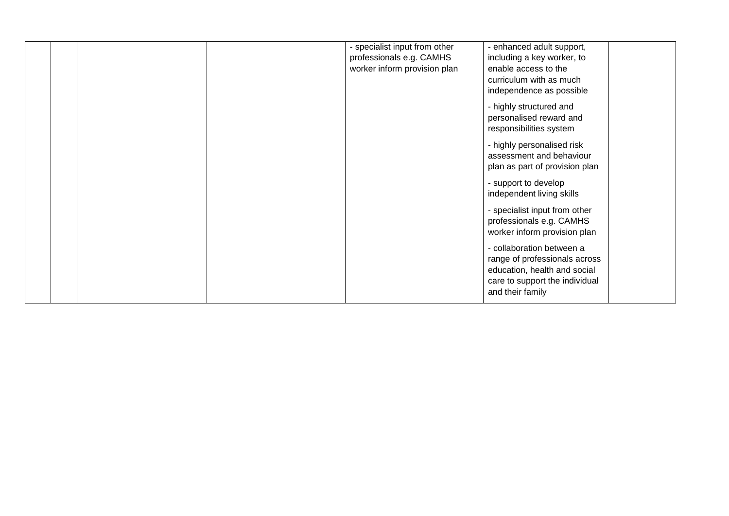| | | | | | | |
|---|---|---|---|---|---|---|
| | | | | - specialist input from other professionals e.g. CAMHS worker inform provision plan | - enhanced adult support, including a key worker, to enable access to the curriculum with as much independence as possible<br><br>- highly structured and personalised reward and responsibilities system<br><br>- highly personalised risk assessment and behaviour plan as part of provision plan<br><br>- support to develop independent living skills<br><br>- specialist input from other professionals e.g. CAMHS worker inform provision plan<br><br>- collaboration between a range of professionals across education, health and social care to support the individual and their family | |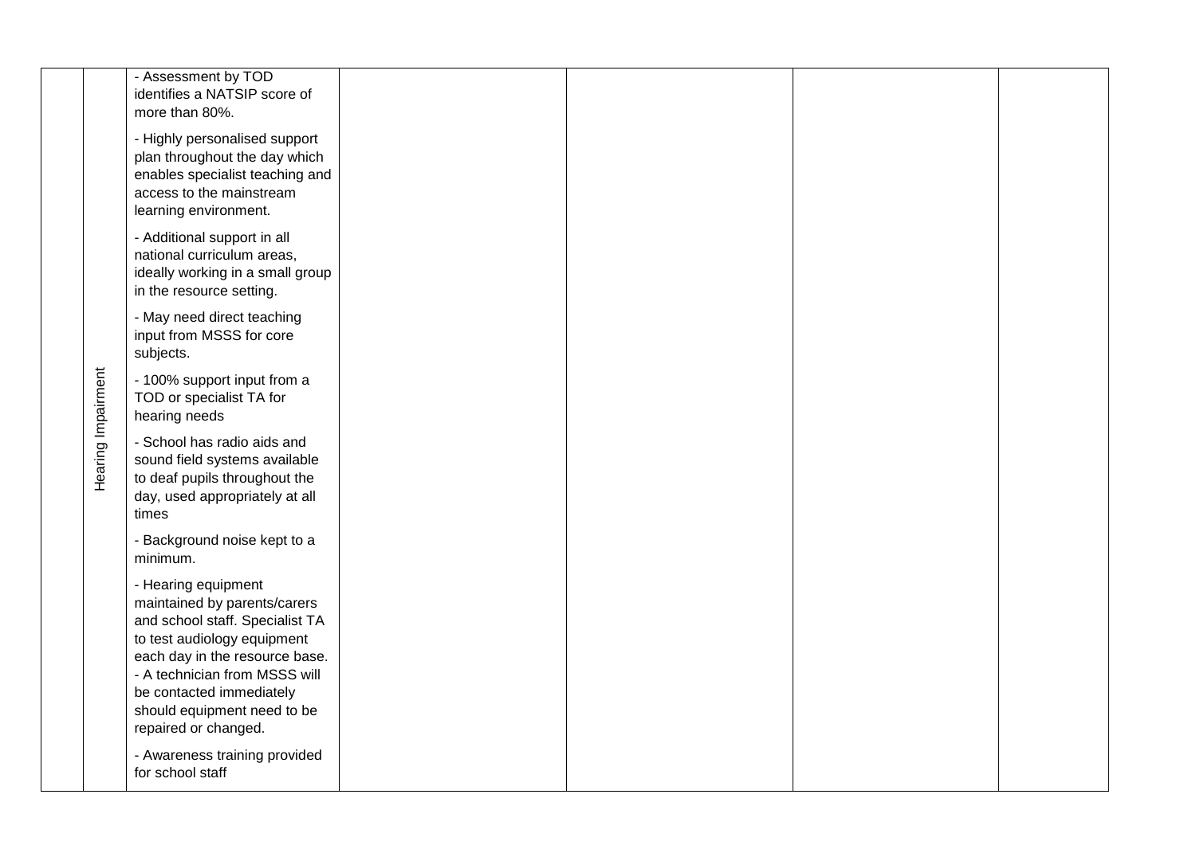|  |  |  |  |  |  |  |
|---|---|---|---|---|---|---|
|  | Hearing Impairment | - Assessment by TOD identifies a NATSIP score of more than 80%.<br><br>- Highly personalised support plan throughout the day which enables specialist teaching and access to the mainstream learning environment.<br><br>- Additional support in all national curriculum areas, ideally working in a small group in the resource setting.<br><br>- May need direct teaching input from MSSS for core subjects.<br><br>- 100% support input from a TOD or specialist TA for hearing needs<br><br>- School has radio aids and sound field systems available to deaf pupils throughout the day, used appropriately at all times<br><br>- Background noise kept to a minimum.<br><br>- Hearing equipment maintained by parents/carers and school staff. Specialist TA to test audiology equipment each day in the resource base.<br>- A technician from MSSS will be contacted immediately should equipment need to be repaired or changed.<br><br>- Awareness training provided for school staff |  |  |  |  |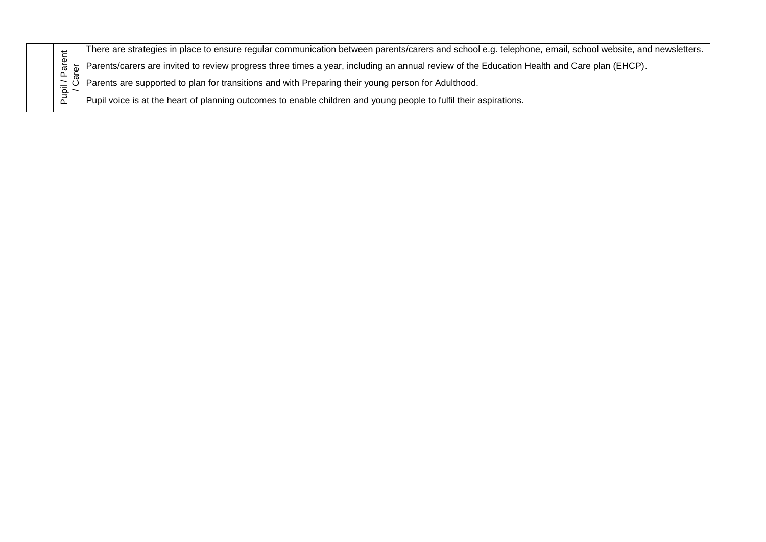| | | |
|---|---|---|
| | Pupil / Parent / Carer | There are strategies in place to ensure regular communication between parents/carers and school e.g. telephone, email, school website, and newsletters.<br>Parents/carers are invited to review progress three times a year, including an annual review of the Education Health and Care plan (EHCP).<br>Parents are supported to plan for transitions and with Preparing their young person for Adulthood.<br>Pupil voice is at the heart of planning outcomes to enable children and young people to fulfil their aspirations. |